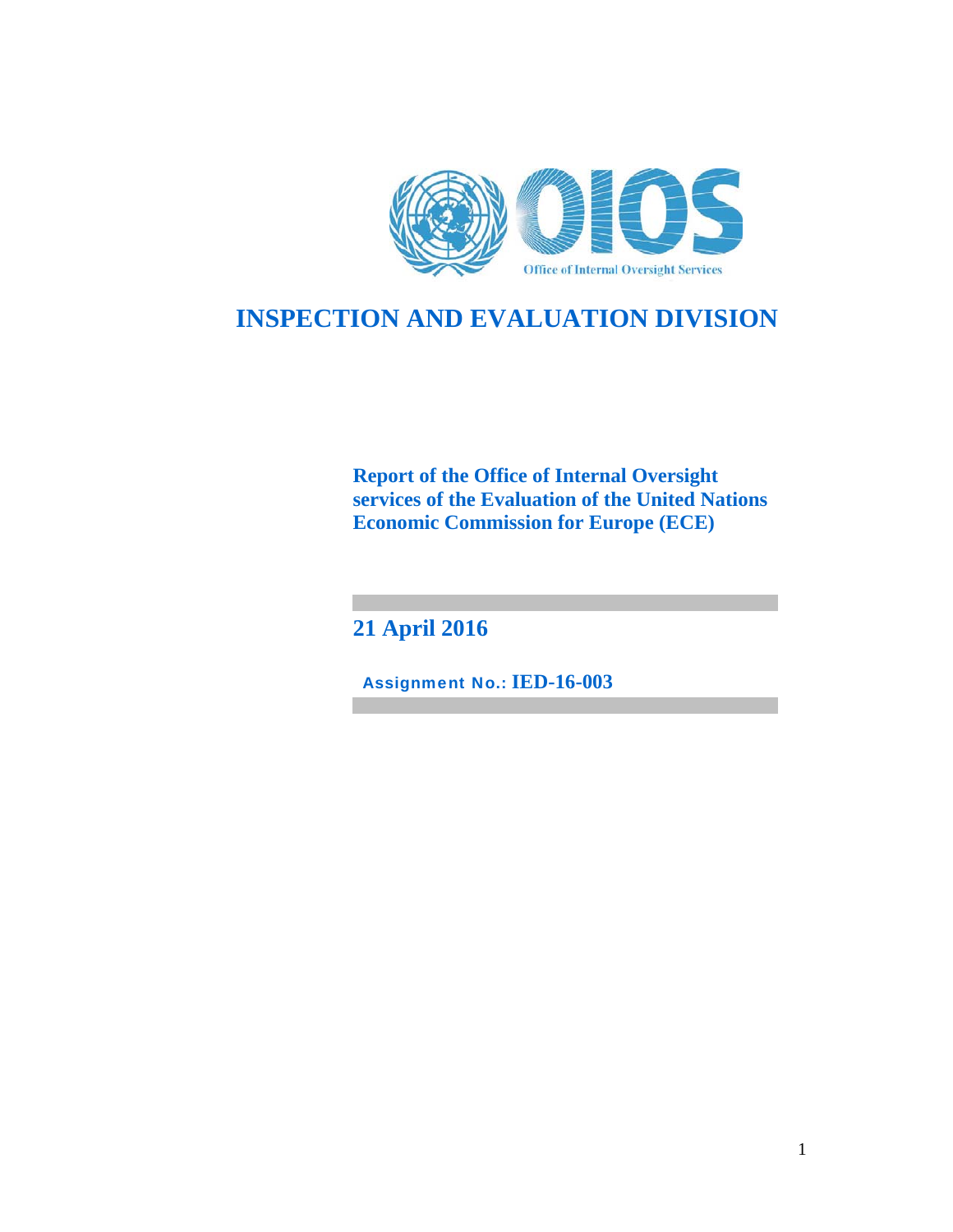Office of Internal Oversight Services

# INSPECTION AND EVALUATION DIVISION

**Report of the Office of Internal Oversight services of the Evaluation of the United Nations Economic Commission for Europe (ECE)**

**21 April 2016**

**Assignment No.: IED-16-003**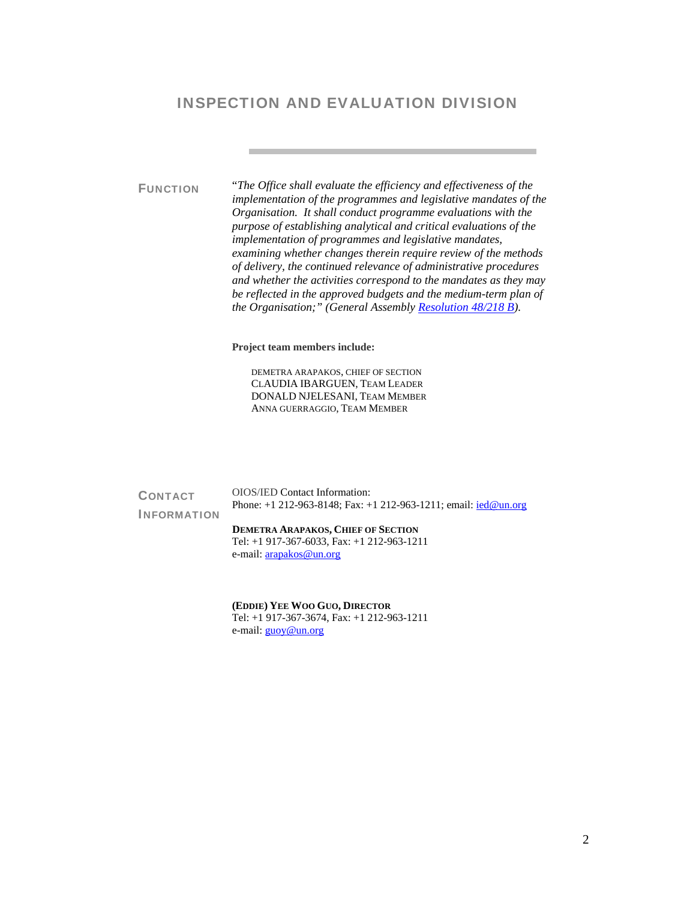# INSPECTION AND EVALUATION DIVISION

**FUNCTION**

"*The Office shall evaluate the efficiency and effectiveness of the implementation of the programmes and legislative mandates of the Organisation. It shall conduct programme evaluations with the purpose of establishing analytical and critical evaluations of the implementation of programmes and legislative mandates, examining whether changes therein require review of the methods of delivery, the continued relevance of administrative procedures and whether the activities correspond to the mandates as they may be reflected in the approved budgets and the medium-term plan of the Organisation;" (General Assembly Resolution 48/218 B).*

**Project team members include:**

DEMETRA ARAPAKOS, CHIEF OF SECTION
CLAUDIA IBARGUEN, TEAM LEADER
DONALD NJELESANI, TEAM MEMBER
ANNA GUERRAGGIO, TEAM MEMBER

**CONTACT INFORMATION**

OIOS/IED Contact Information:
Phone: +1 212-963-8148; Fax: +1 212-963-1211; email: ied@un.org

**DEMETRA ARAPAKOS, CHIEF OF SECTION**
Tel: +1 917-367-6033, Fax: +1 212-963-1211
e-mail: arapakos@un.org

**(EDDIE) YEE WOO GUO, DIRECTOR**
Tel: +1 917-367-3674, Fax: +1 212-963-1211
e-mail: guoy@un.org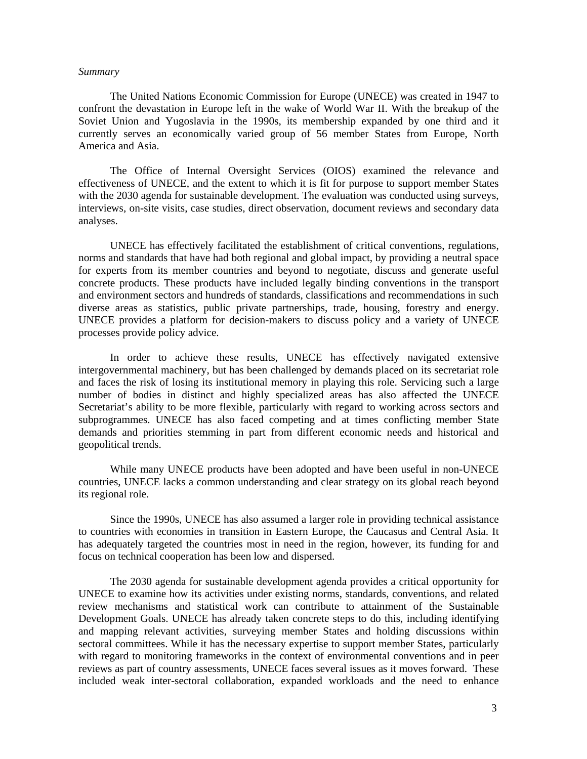*Summary*

The United Nations Economic Commission for Europe (UNECE) was created in 1947 to confront the devastation in Europe left in the wake of World War II. With the breakup of the Soviet Union and Yugoslavia in the 1990s, its membership expanded by one third and it currently serves an economically varied group of 56 member States from Europe, North America and Asia.

The Office of Internal Oversight Services (OIOS) examined the relevance and effectiveness of UNECE, and the extent to which it is fit for purpose to support member States with the 2030 agenda for sustainable development. The evaluation was conducted using surveys, interviews, on-site visits, case studies, direct observation, document reviews and secondary data analyses.

UNECE has effectively facilitated the establishment of critical conventions, regulations, norms and standards that have had both regional and global impact, by providing a neutral space for experts from its member countries and beyond to negotiate, discuss and generate useful concrete products. These products have included legally binding conventions in the transport and environment sectors and hundreds of standards, classifications and recommendations in such diverse areas as statistics, public private partnerships, trade, housing, forestry and energy. UNECE provides a platform for decision-makers to discuss policy and a variety of UNECE processes provide policy advice.

In order to achieve these results, UNECE has effectively navigated extensive intergovernmental machinery, but has been challenged by demands placed on its secretariat role and faces the risk of losing its institutional memory in playing this role. Servicing such a large number of bodies in distinct and highly specialized areas has also affected the UNECE Secretariat's ability to be more flexible, particularly with regard to working across sectors and subprogrammes. UNECE has also faced competing and at times conflicting member State demands and priorities stemming in part from different economic needs and historical and geopolitical trends.

While many UNECE products have been adopted and have been useful in non-UNECE countries, UNECE lacks a common understanding and clear strategy on its global reach beyond its regional role.

Since the 1990s, UNECE has also assumed a larger role in providing technical assistance to countries with economies in transition in Eastern Europe, the Caucasus and Central Asia. It has adequately targeted the countries most in need in the region, however, its funding for and focus on technical cooperation has been low and dispersed.

The 2030 agenda for sustainable development agenda provides a critical opportunity for UNECE to examine how its activities under existing norms, standards, conventions, and related review mechanisms and statistical work can contribute to attainment of the Sustainable Development Goals. UNECE has already taken concrete steps to do this, including identifying and mapping relevant activities, surveying member States and holding discussions within sectoral committees. While it has the necessary expertise to support member States, particularly with regard to monitoring frameworks in the context of environmental conventions and in peer reviews as part of country assessments, UNECE faces several issues as it moves forward. These included weak inter-sectoral collaboration, expanded workloads and the need to enhance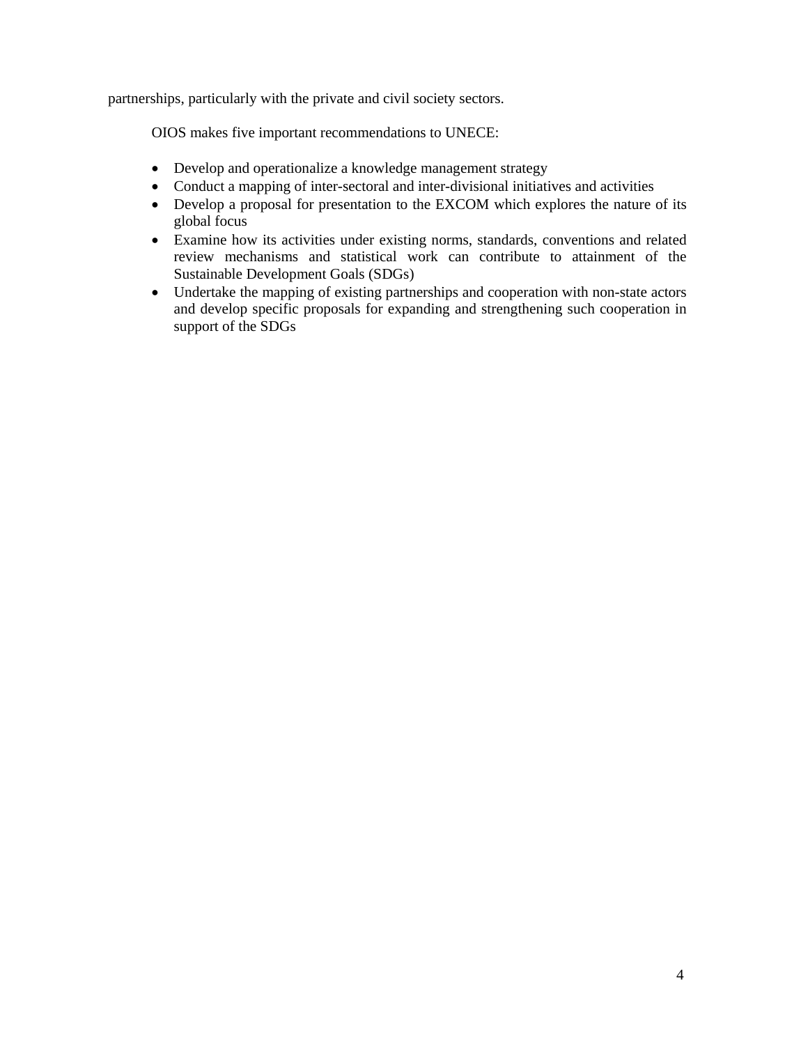partnerships, particularly with the private and civil society sectors.

OIOS makes five important recommendations to UNECE:

- Develop and operationalize a knowledge management strategy
- Conduct a mapping of inter-sectoral and inter-divisional initiatives and activities
- Develop a proposal for presentation to the EXCOM which explores the nature of its global focus
- Examine how its activities under existing norms, standards, conventions and related review mechanisms and statistical work can contribute to attainment of the Sustainable Development Goals (SDGs)
- Undertake the mapping of existing partnerships and cooperation with non-state actors and develop specific proposals for expanding and strengthening such cooperation in support of the SDGs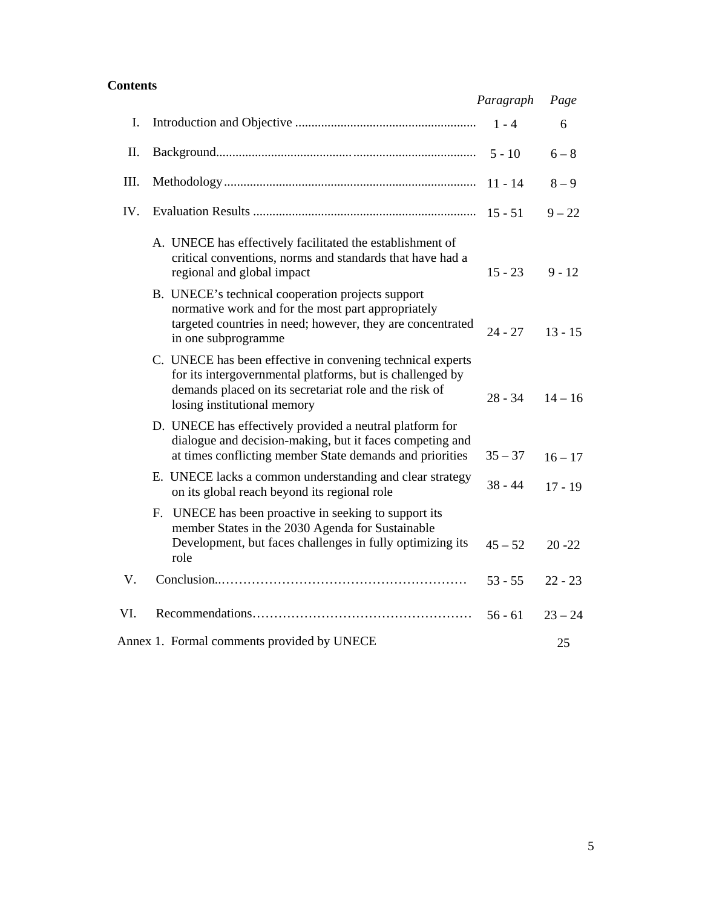**Contents**

| | | *Paragraph* | *Page* |
|---|---|---|---|
| I. | Introduction and Objective | 1 - 4 | 6 |
| II. | Background | 5 - 10 | 6 – 8 |
| III. | Methodology | 11 - 14 | 8 – 9 |
| IV. | Evaluation Results | 15 - 51 | 9 – 22 |
| | A. UNECE has effectively facilitated the establishment of critical conventions, norms and standards that have had a regional and global impact | 15 - 23 | 9 - 12 |
| | B. UNECE's technical cooperation projects support normative work and for the most part appropriately targeted countries in need; however, they are concentrated in one subprogramme | 24 - 27 | 13 - 15 |
| | C. UNECE has been effective in convening technical experts for its intergovernmental platforms, but is challenged by demands placed on its secretariat role and the risk of losing institutional memory | 28 - 34 | 14 – 16 |
| | D. UNECE has effectively provided a neutral platform for dialogue and decision-making, but it faces competing and at times conflicting member State demands and priorities | 35 – 37 | 16 – 17 |
| | E. UNECE lacks a common understanding and clear strategy on its global reach beyond its regional role | 38 - 44 | 17 - 19 |
| | F. UNECE has been proactive in seeking to support its member States in the 2030 Agenda for Sustainable Development, but faces challenges in fully optimizing its role | 45 – 52 | 20 -22 |
| V. | Conclusion | 53 - 55 | 22 - 23 |
| VI. | Recommendations | 56 - 61 | 23 – 24 |
| Annex 1. | Formal comments provided by UNECE | | 25 |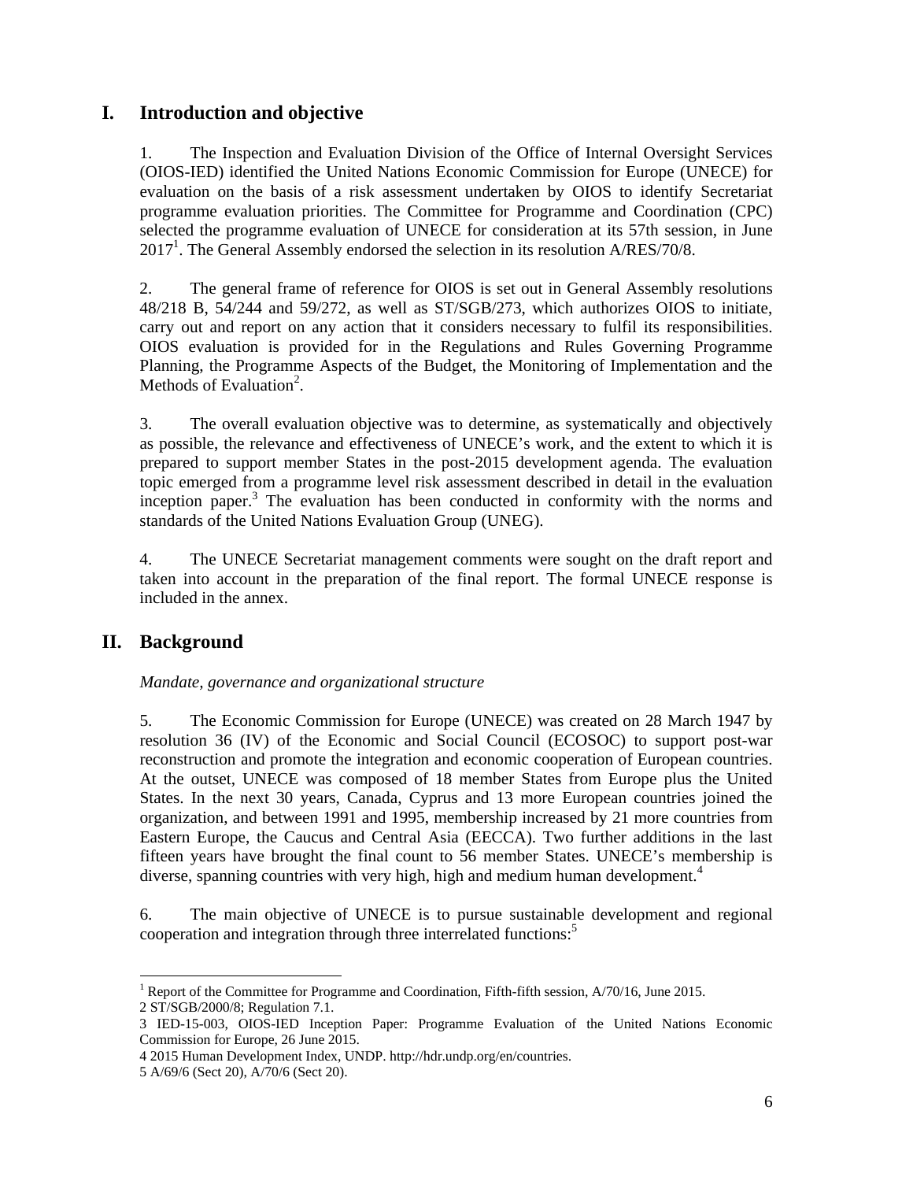## I. Introduction and objective

1. The Inspection and Evaluation Division of the Office of Internal Oversight Services (OIOS-IED) identified the United Nations Economic Commission for Europe (UNECE) for evaluation on the basis of a risk assessment undertaken by OIOS to identify Secretariat programme evaluation priorities. The Committee for Programme and Coordination (CPC) selected the programme evaluation of UNECE for consideration at its 57th session, in June 2017[1]. The General Assembly endorsed the selection in its resolution A/RES/70/8.

2. The general frame of reference for OIOS is set out in General Assembly resolutions 48/218 B, 54/244 and 59/272, as well as ST/SGB/273, which authorizes OIOS to initiate, carry out and report on any action that it considers necessary to fulfil its responsibilities. OIOS evaluation is provided for in the Regulations and Rules Governing Programme Planning, the Programme Aspects of the Budget, the Monitoring of Implementation and the Methods of Evaluation[2].

3. The overall evaluation objective was to determine, as systematically and objectively as possible, the relevance and effectiveness of UNECE's work, and the extent to which it is prepared to support member States in the post-2015 development agenda. The evaluation topic emerged from a programme level risk assessment described in detail in the evaluation inception paper.[3] The evaluation has been conducted in conformity with the norms and standards of the United Nations Evaluation Group (UNEG).

4. The UNECE Secretariat management comments were sought on the draft report and taken into account in the preparation of the final report. The formal UNECE response is included in the annex.

## II. Background

*Mandate, governance and organizational structure*

5. The Economic Commission for Europe (UNECE) was created on 28 March 1947 by resolution 36 (IV) of the Economic and Social Council (ECOSOC) to support post-war reconstruction and promote the integration and economic cooperation of European countries. At the outset, UNECE was composed of 18 member States from Europe plus the United States. In the next 30 years, Canada, Cyprus and 13 more European countries joined the organization, and between 1991 and 1995, membership increased by 21 more countries from Eastern Europe, the Caucus and Central Asia (EECCA). Two further additions in the last fifteen years have brought the final count to 56 member States. UNECE's membership is diverse, spanning countries with very high, high and medium human development.[4]

6. The main objective of UNECE is to pursue sustainable development and regional cooperation and integration through three interrelated functions:[5]

---

[1] Report of the Committee for Programme and Coordination, Fifth-fifth session, A/70/16, June 2015.

[2] ST/SGB/2000/8; Regulation 7.1.

[3] IED-15-003, OIOS-IED Inception Paper: Programme Evaluation of the United Nations Economic Commission for Europe, 26 June 2015.

[4] 2015 Human Development Index, UNDP. http://hdr.undp.org/en/countries.

[5] A/69/6 (Sect 20), A/70/6 (Sect 20).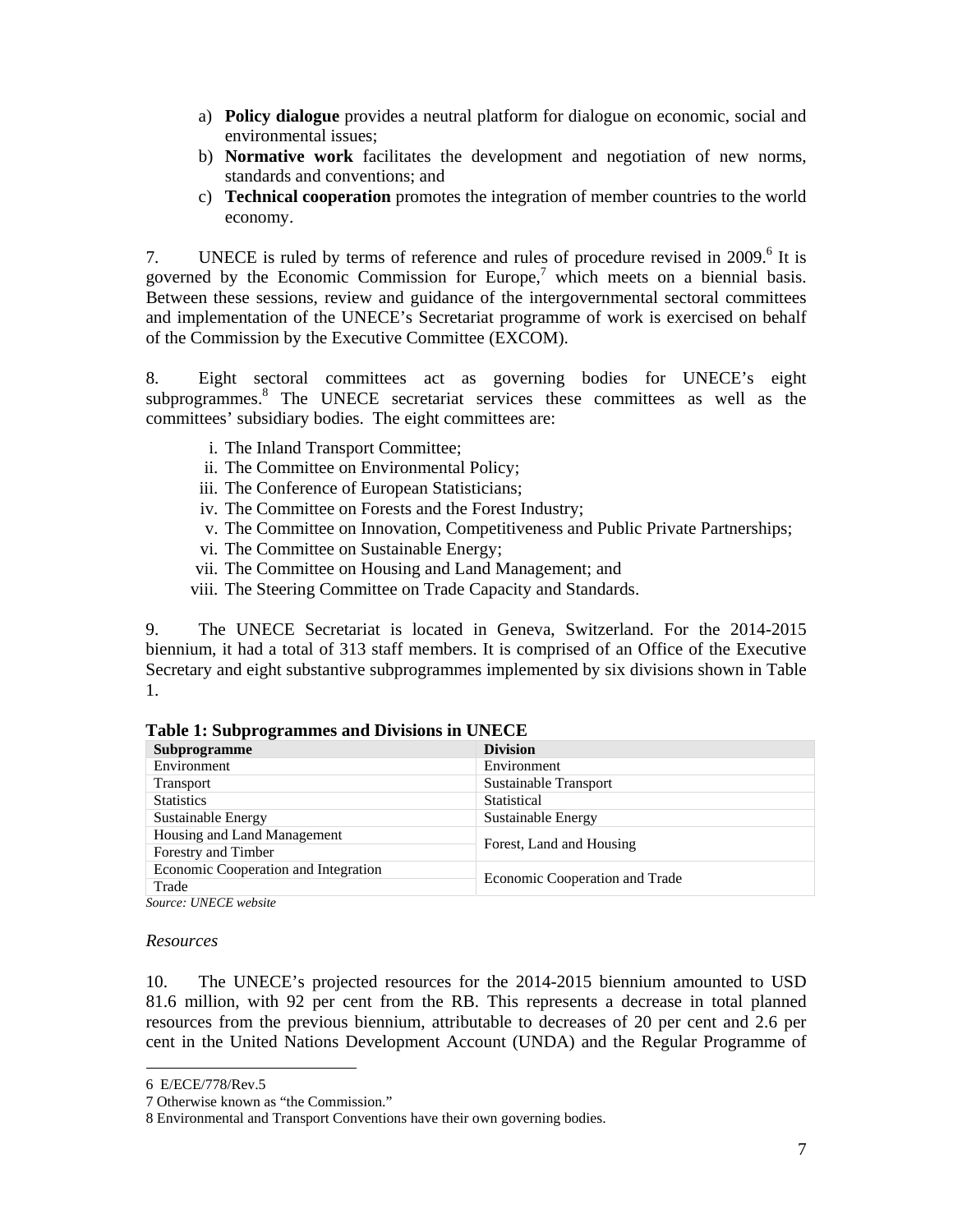a) **Policy dialogue** provides a neutral platform for dialogue on economic, social and environmental issues;
b) **Normative work** facilitates the development and negotiation of new norms, standards and conventions; and
c) **Technical cooperation** promotes the integration of member countries to the world economy.

7. UNECE is ruled by terms of reference and rules of procedure revised in 2009.[6] It is governed by the Economic Commission for Europe,[7] which meets on a biennial basis. Between these sessions, review and guidance of the intergovernmental sectoral committees and implementation of the UNECE's Secretariat programme of work is exercised on behalf of the Commission by the Executive Committee (EXCOM).

8. Eight sectoral committees act as governing bodies for UNECE's eight subprogrammes.[8] The UNECE secretariat services these committees as well as the committees' subsidiary bodies. The eight committees are:

i. The Inland Transport Committee;
ii. The Committee on Environmental Policy;
iii. The Conference of European Statisticians;
iv. The Committee on Forests and the Forest Industry;
v. The Committee on Innovation, Competitiveness and Public Private Partnerships;
vi. The Committee on Sustainable Energy;
vii. The Committee on Housing and Land Management; and
viii. The Steering Committee on Trade Capacity and Standards.

9. The UNECE Secretariat is located in Geneva, Switzerland. For the 2014-2015 biennium, it had a total of 313 staff members. It is comprised of an Office of the Executive Secretary and eight substantive subprogrammes implemented by six divisions shown in Table 1.

**Table 1: Subprogrammes and Divisions in UNECE**

| Subprogramme | Division |
|---|---|
| Environment | Environment |
| Transport | Sustainable Transport |
| Statistics | Statistical |
| Sustainable Energy | Sustainable Energy |
| Housing and Land Management | Forest, Land and Housing |
| Forestry and Timber | |
| Economic Cooperation and Integration | Economic Cooperation and Trade |
| Trade | |

*Source: UNECE website*

*Resources*

10. The UNECE's projected resources for the 2014-2015 biennium amounted to USD 81.6 million, with 92 per cent from the RB. This represents a decrease in total planned resources from the previous biennium, attributable to decreases of 20 per cent and 2.6 per cent in the United Nations Development Account (UNDA) and the Regular Programme of

6 E/ECE/778/Rev.5
7 Otherwise known as "the Commission."
8 Environmental and Transport Conventions have their own governing bodies.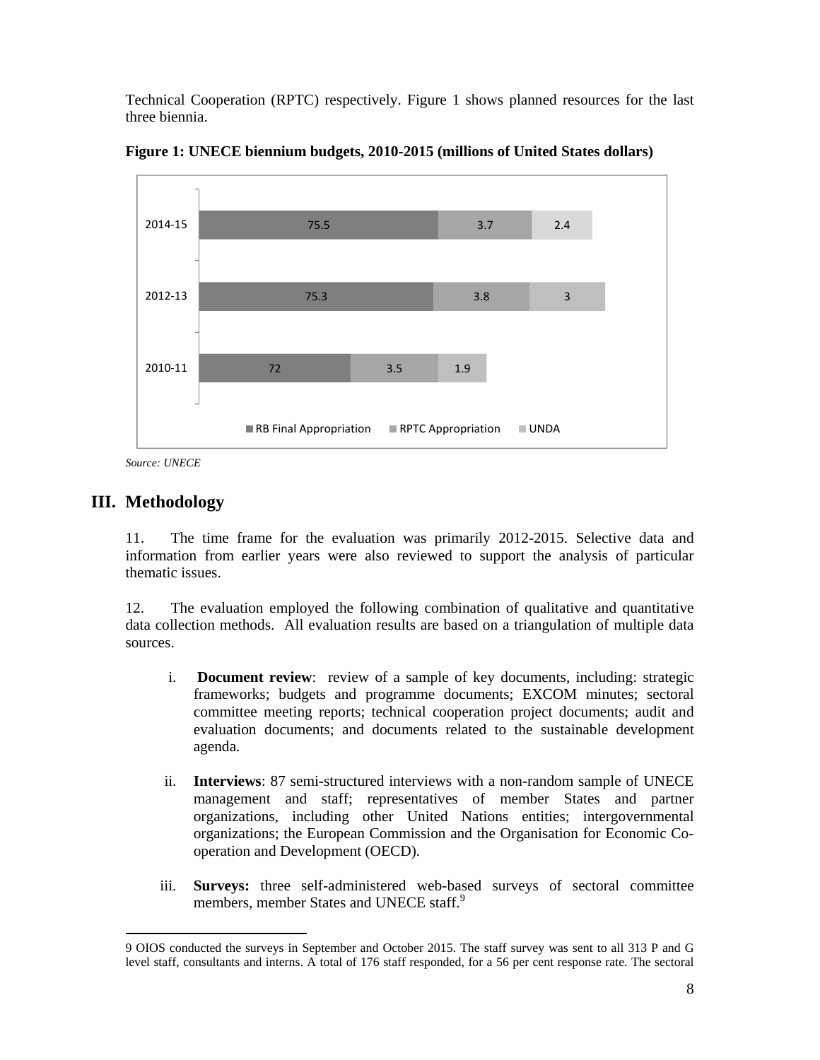Technical Cooperation (RPTC) respectively. Figure 1 shows planned resources for the last three biennia.

**Figure 1: UNECE biennium budgets, 2010-2015 (millions of United States dollars)**

| Biennium | RB Final Appropriation | RPTC Appropriation | UNDA |
|---|---|---|---|
| 2014-15 | 75.5 | 3.7 | 2.4 |
| 2012-13 | 75.3 | 3.8 | 3 |
| 2010-11 | 72 | 3.5 | 1.9 |

*Source: UNECE*

# III. Methodology

11. The time frame for the evaluation was primarily 2012-2015. Selective data and information from earlier years were also reviewed to support the analysis of particular thematic issues.

12. The evaluation employed the following combination of qualitative and quantitative data collection methods. All evaluation results are based on a triangulation of multiple data sources.

i. **Document review**: review of a sample of key documents, including: strategic frameworks; budgets and programme documents; EXCOM minutes; sectoral committee meeting reports; technical cooperation project documents; audit and evaluation documents; and documents related to the sustainable development agenda.

ii. **Interviews**: 87 semi-structured interviews with a non-random sample of UNECE management and staff; representatives of member States and partner organizations, including other United Nations entities; intergovernmental organizations; the European Commission and the Organisation for Economic Co-operation and Development (OECD).

iii. **Surveys:** three self-administered web-based surveys of sectoral committee members, member States and UNECE staff.[9]

---

9 OIOS conducted the surveys in September and October 2015. The staff survey was sent to all 313 P and G level staff, consultants and interns. A total of 176 staff responded, for a 56 per cent response rate. The sectoral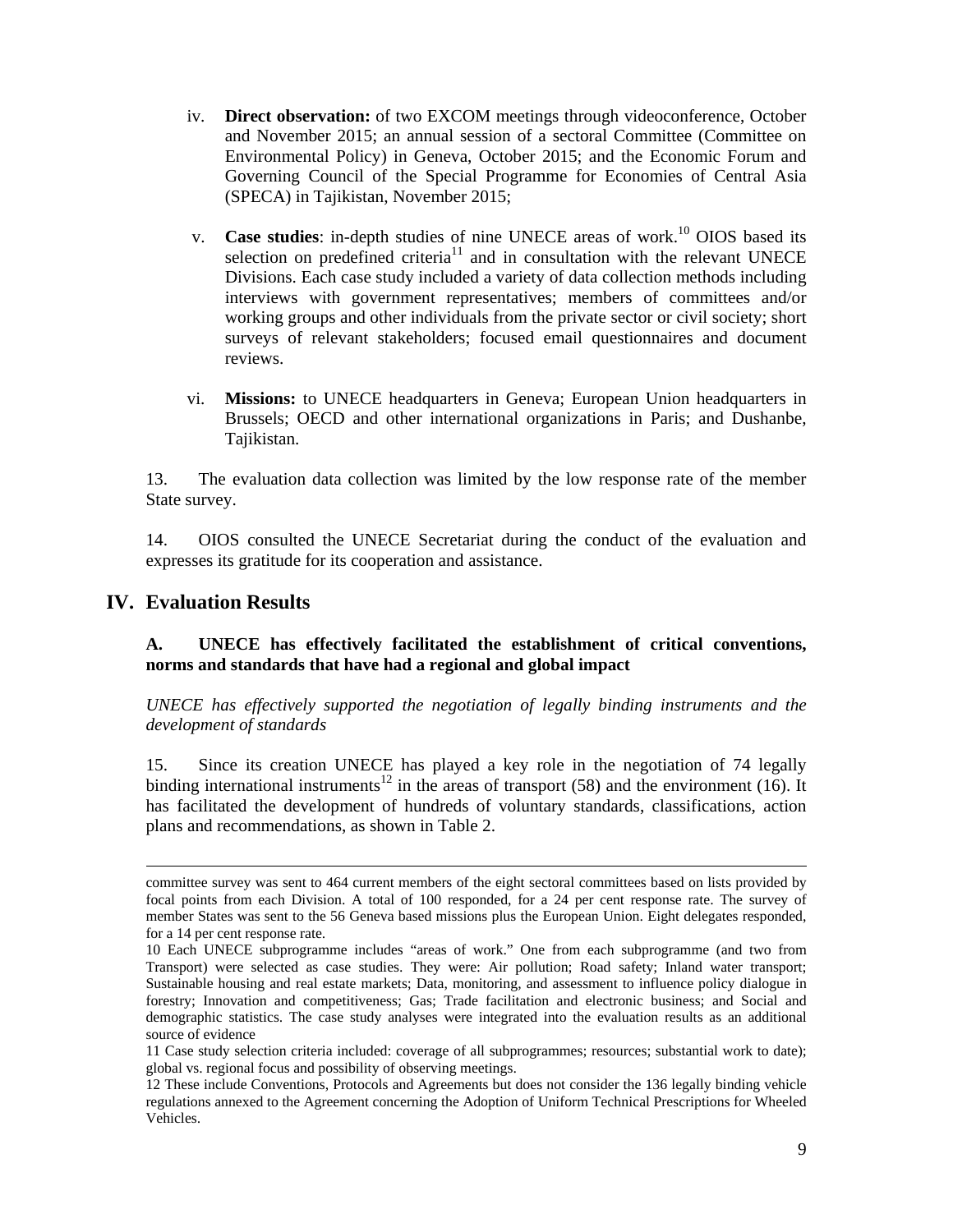iv. **Direct observation:** of two EXCOM meetings through videoconference, October and November 2015; an annual session of a sectoral Committee (Committee on Environmental Policy) in Geneva, October 2015; and the Economic Forum and Governing Council of the Special Programme for Economies of Central Asia (SPECA) in Tajikistan, November 2015;

v. **Case studies**: in-depth studies of nine UNECE areas of work.[10] OIOS based its selection on predefined criteria[11] and in consultation with the relevant UNECE Divisions. Each case study included a variety of data collection methods including interviews with government representatives; members of committees and/or working groups and other individuals from the private sector or civil society; short surveys of relevant stakeholders; focused email questionnaires and document reviews.

vi. **Missions:** to UNECE headquarters in Geneva; European Union headquarters in Brussels; OECD and other international organizations in Paris; and Dushanbe, Tajikistan.

13. The evaluation data collection was limited by the low response rate of the member State survey.

14. OIOS consulted the UNECE Secretariat during the conduct of the evaluation and expresses its gratitude for its cooperation and assistance.

## IV. Evaluation Results

### A. UNECE has effectively facilitated the establishment of critical conventions, norms and standards that have had a regional and global impact

*UNECE has effectively supported the negotiation of legally binding instruments and the development of standards*

15. Since its creation UNECE has played a key role in the negotiation of 74 legally binding international instruments[12] in the areas of transport (58) and the environment (16). It has facilitated the development of hundreds of voluntary standards, classifications, action plans and recommendations, as shown in Table 2.

---

committee survey was sent to 464 current members of the eight sectoral committees based on lists provided by focal points from each Division. A total of 100 responded, for a 24 per cent response rate. The survey of member States was sent to the 56 Geneva based missions plus the European Union. Eight delegates responded, for a 14 per cent response rate.

10 Each UNECE subprogramme includes "areas of work." One from each subprogramme (and two from Transport) were selected as case studies. They were: Air pollution; Road safety; Inland water transport; Sustainable housing and real estate markets; Data, monitoring, and assessment to influence policy dialogue in forestry; Innovation and competitiveness; Gas; Trade facilitation and electronic business; and Social and demographic statistics. The case study analyses were integrated into the evaluation results as an additional source of evidence

11 Case study selection criteria included: coverage of all subprogrammes; resources; substantial work to date); global vs. regional focus and possibility of observing meetings.

12 These include Conventions, Protocols and Agreements but does not consider the 136 legally binding vehicle regulations annexed to the Agreement concerning the Adoption of Uniform Technical Prescriptions for Wheeled Vehicles.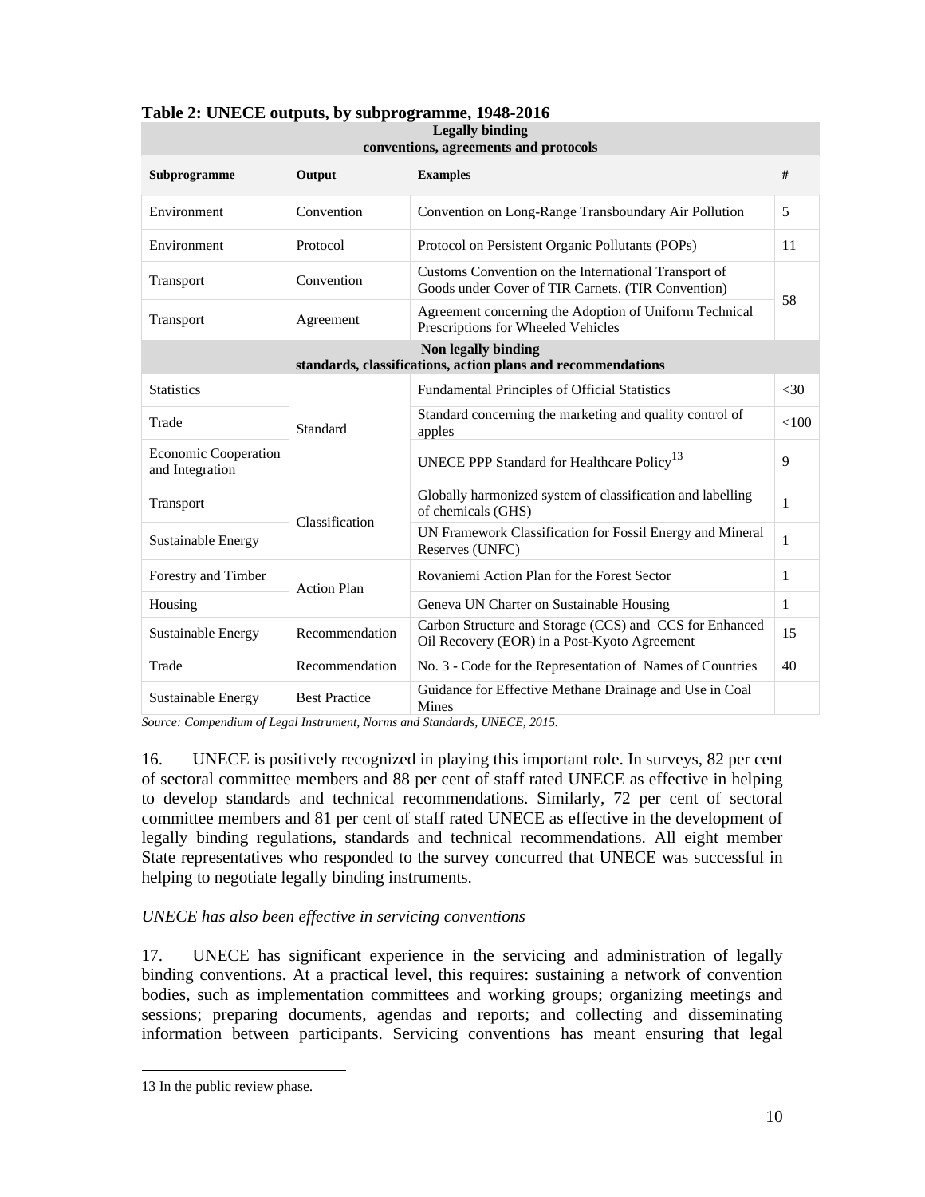**Table 2: UNECE outputs, by subprogramme, 1948-2016**

| Legally binding conventions, agreements and protocols | | | |
|---|---|---|---|
| **Subprogramme** | **Output** | **Examples** | **#** |
| Environment | Convention | Convention on Long-Range Transboundary Air Pollution | 5 |
| Environment | Protocol | Protocol on Persistent Organic Pollutants (POPs) | 11 |
| Transport | Convention | Customs Convention on the International Transport of Goods under Cover of TIR Carnets. (TIR Convention) | 58 |
| Transport | Agreement | Agreement concerning the Adoption of Uniform Technical Prescriptions for Wheeled Vehicles | |
| **Non legally binding standards, classifications, action plans and recommendations** | | | |
| Statistics | Standard | Fundamental Principles of Official Statistics | <30 |
| Trade | | Standard concerning the marketing and quality control of apples | <100 |
| Economic Cooperation and Integration | | UNECE PPP Standard for Healthcare Policy[13] | 9 |
| Transport | Classification | Globally harmonized system of classification and labelling of chemicals (GHS) | 1 |
| Sustainable Energy | | UN Framework Classification for Fossil Energy and Mineral Reserves (UNFC) | 1 |
| Forestry and Timber | Action Plan | Rovaniemi Action Plan for the Forest Sector | 1 |
| Housing | | Geneva UN Charter on Sustainable Housing | 1 |
| Sustainable Energy | Recommendation | Carbon Structure and Storage (CCS) and CCS for Enhanced Oil Recovery (EOR) in a Post-Kyoto Agreement | 15 |
| Trade | Recommendation | No. 3 - Code for the Representation of Names of Countries | 40 |
| Sustainable Energy | Best Practice | Guidance for Effective Methane Drainage and Use in Coal Mines | |

*Source: Compendium of Legal Instrument, Norms and Standards, UNECE, 2015.*

16. UNECE is positively recognized in playing this important role. In surveys, 82 per cent of sectoral committee members and 88 per cent of staff rated UNECE as effective in helping to develop standards and technical recommendations. Similarly, 72 per cent of sectoral committee members and 81 per cent of staff rated UNECE as effective in the development of legally binding regulations, standards and technical recommendations. All eight member State representatives who responded to the survey concurred that UNECE was successful in helping to negotiate legally binding instruments.

*UNECE has also been effective in servicing conventions*

17. UNECE has significant experience in the servicing and administration of legally binding conventions. At a practical level, this requires: sustaining a network of convention bodies, such as implementation committees and working groups; organizing meetings and sessions; preparing documents, agendas and reports; and collecting and disseminating information between participants. Servicing conventions has meant ensuring that legal

---

13 In the public review phase.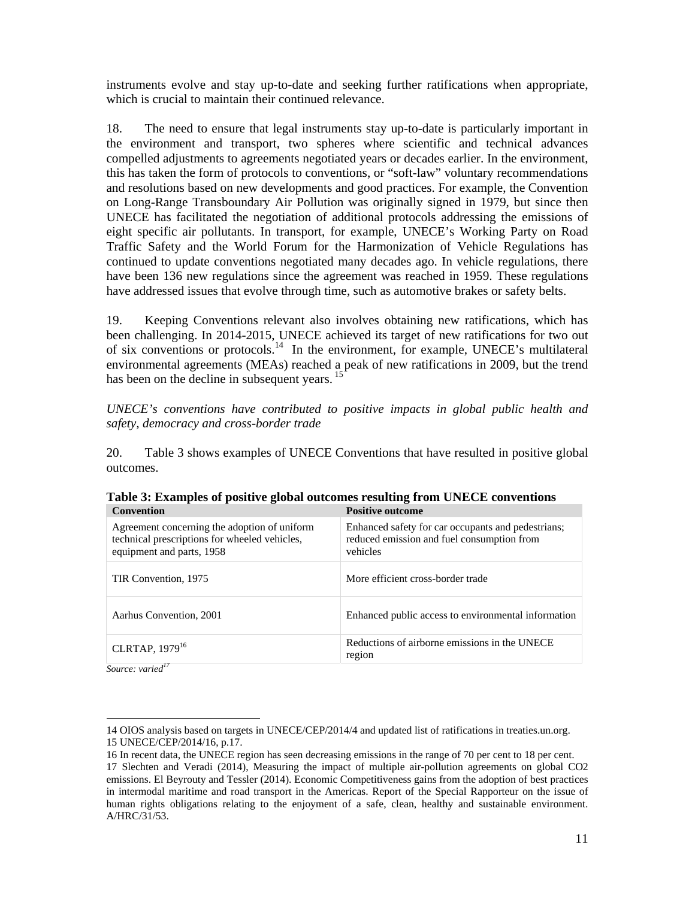instruments evolve and stay up-to-date and seeking further ratifications when appropriate, which is crucial to maintain their continued relevance.

18. The need to ensure that legal instruments stay up-to-date is particularly important in the environment and transport, two spheres where scientific and technical advances compelled adjustments to agreements negotiated years or decades earlier. In the environment, this has taken the form of protocols to conventions, or "soft-law" voluntary recommendations and resolutions based on new developments and good practices. For example, the Convention on Long-Range Transboundary Air Pollution was originally signed in 1979, but since then UNECE has facilitated the negotiation of additional protocols addressing the emissions of eight specific air pollutants. In transport, for example, UNECE's Working Party on Road Traffic Safety and the World Forum for the Harmonization of Vehicle Regulations has continued to update conventions negotiated many decades ago. In vehicle regulations, there have been 136 new regulations since the agreement was reached in 1959. These regulations have addressed issues that evolve through time, such as automotive brakes or safety belts.

19. Keeping Conventions relevant also involves obtaining new ratifications, which has been challenging. In 2014-2015, UNECE achieved its target of new ratifications for two out of six conventions or protocols.[14] In the environment, for example, UNECE's multilateral environmental agreements (MEAs) reached a peak of new ratifications in 2009, but the trend has been on the decline in subsequent years.[15]

*UNECE's conventions have contributed to positive impacts in global public health and safety, democracy and cross-border trade*

20. Table 3 shows examples of UNECE Conventions that have resulted in positive global outcomes.

**Table 3: Examples of positive global outcomes resulting from UNECE conventions**

| Convention | Positive outcome |
|---|---|
| Agreement concerning the adoption of uniform technical prescriptions for wheeled vehicles, equipment and parts, 1958 | Enhanced safety for car occupants and pedestrians; reduced emission and fuel consumption from vehicles |
| TIR Convention, 1975 | More efficient cross-border trade |
| Aarhus Convention, 2001 | Enhanced public access to environmental information |
| CLRTAP, 1979[16] | Reductions of airborne emissions in the UNECE region |

*Source: varied*[17]

---

14 OIOS analysis based on targets in UNECE/CEP/2014/4 and updated list of ratifications in treaties.un.org.

15 UNECE/CEP/2014/16, p.17.

16 In recent data, the UNECE region has seen decreasing emissions in the range of 70 per cent to 18 per cent.

17 Slechten and Veradi (2014), Measuring the impact of multiple air-pollution agreements on global CO2 emissions. El Beyrouty and Tessler (2014). Economic Competitiveness gains from the adoption of best practices in intermodal maritime and road transport in the Americas. Report of the Special Rapporteur on the issue of human rights obligations relating to the enjoyment of a safe, clean, healthy and sustainable environment. A/HRC/31/53.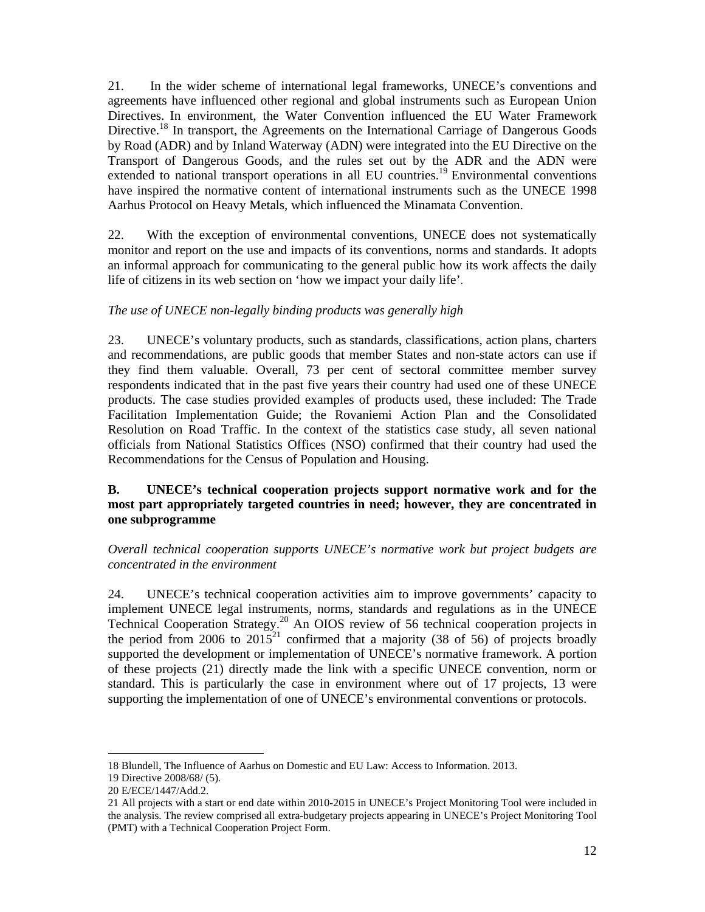21. In the wider scheme of international legal frameworks, UNECE's conventions and agreements have influenced other regional and global instruments such as European Union Directives. In environment, the Water Convention influenced the EU Water Framework Directive.[18] In transport, the Agreements on the International Carriage of Dangerous Goods by Road (ADR) and by Inland Waterway (ADN) were integrated into the EU Directive on the Transport of Dangerous Goods, and the rules set out by the ADR and the ADN were extended to national transport operations in all EU countries.[19] Environmental conventions have inspired the normative content of international instruments such as the UNECE 1998 Aarhus Protocol on Heavy Metals, which influenced the Minamata Convention.

22. With the exception of environmental conventions, UNECE does not systematically monitor and report on the use and impacts of its conventions, norms and standards. It adopts an informal approach for communicating to the general public how its work affects the daily life of citizens in its web section on 'how we impact your daily life'.

*The use of UNECE non-legally binding products was generally high*

23. UNECE's voluntary products, such as standards, classifications, action plans, charters and recommendations, are public goods that member States and non-state actors can use if they find them valuable. Overall, 73 per cent of sectoral committee member survey respondents indicated that in the past five years their country had used one of these UNECE products. The case studies provided examples of products used, these included: The Trade Facilitation Implementation Guide; the Rovaniemi Action Plan and the Consolidated Resolution on Road Traffic. In the context of the statistics case study, all seven national officials from National Statistics Offices (NSO) confirmed that their country had used the Recommendations for the Census of Population and Housing.

### B. UNECE's technical cooperation projects support normative work and for the most part appropriately targeted countries in need; however, they are concentrated in one subprogramme

*Overall technical cooperation supports UNECE's normative work but project budgets are concentrated in the environment*

24. UNECE's technical cooperation activities aim to improve governments' capacity to implement UNECE legal instruments, norms, standards and regulations as in the UNECE Technical Cooperation Strategy.[20] An OIOS review of 56 technical cooperation projects in the period from 2006 to 2015[21] confirmed that a majority (38 of 56) of projects broadly supported the development or implementation of UNECE's normative framework. A portion of these projects (21) directly made the link with a specific UNECE convention, norm or standard. This is particularly the case in environment where out of 17 projects, 13 were supporting the implementation of one of UNECE's environmental conventions or protocols.

---

18 Blundell, The Influence of Aarhus on Domestic and EU Law: Access to Information. 2013.

19 Directive 2008/68/ (5).

20 E/ECE/1447/Add.2.

21 All projects with a start or end date within 2010-2015 in UNECE's Project Monitoring Tool were included in the analysis. The review comprised all extra-budgetary projects appearing in UNECE's Project Monitoring Tool (PMT) with a Technical Cooperation Project Form.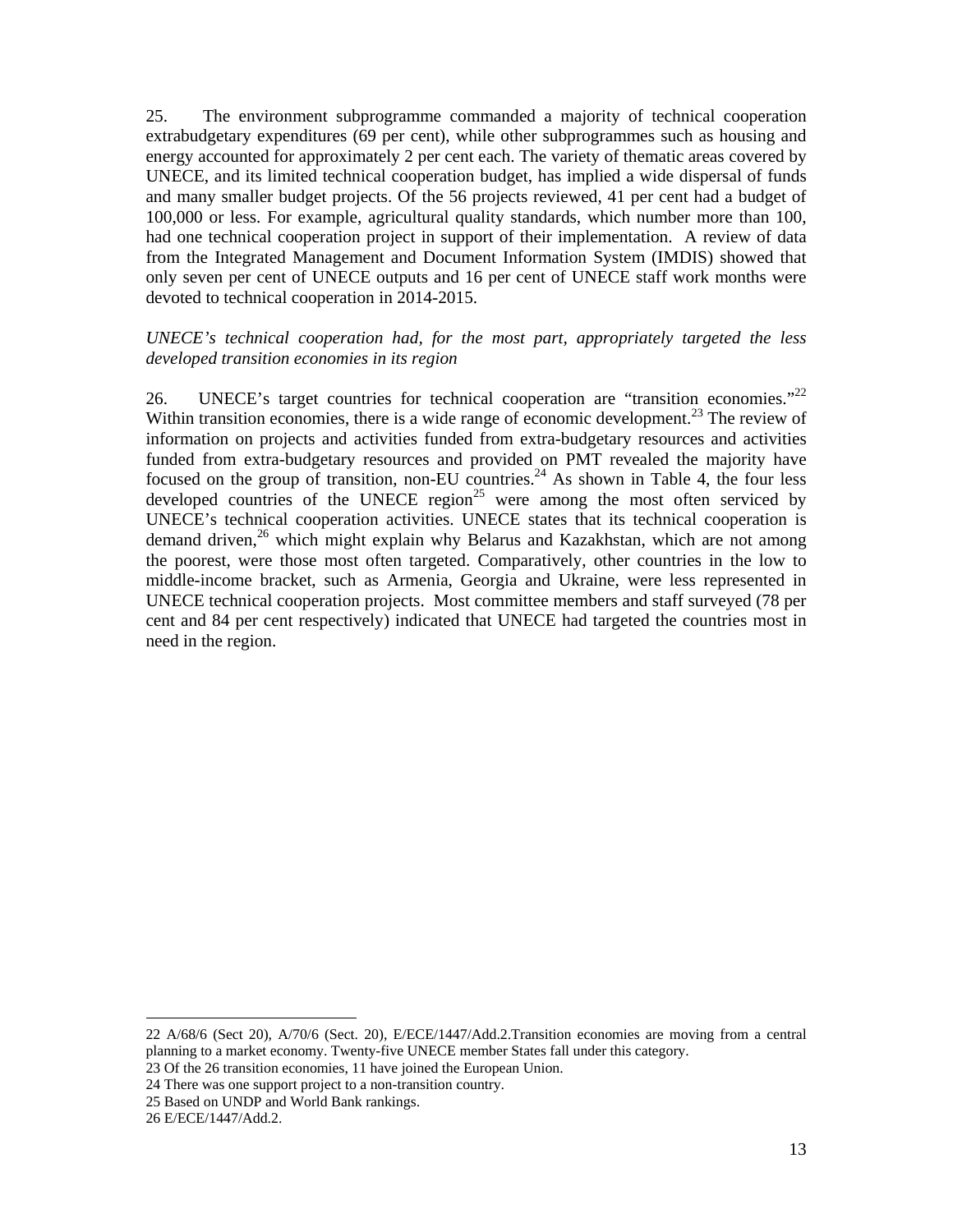25. The environment subprogramme commanded a majority of technical cooperation extrabudgetary expenditures (69 per cent), while other subprogrammes such as housing and energy accounted for approximately 2 per cent each. The variety of thematic areas covered by UNECE, and its limited technical cooperation budget, has implied a wide dispersal of funds and many smaller budget projects. Of the 56 projects reviewed, 41 per cent had a budget of 100,000 or less. For example, agricultural quality standards, which number more than 100, had one technical cooperation project in support of their implementation. A review of data from the Integrated Management and Document Information System (IMDIS) showed that only seven per cent of UNECE outputs and 16 per cent of UNECE staff work months were devoted to technical cooperation in 2014-2015.

*UNECE's technical cooperation had, for the most part, appropriately targeted the less developed transition economies in its region*

26. UNECE's target countries for technical cooperation are "transition economies."[22] Within transition economies, there is a wide range of economic development.[23] The review of information on projects and activities funded from extra-budgetary resources and activities funded from extra-budgetary resources and provided on PMT revealed the majority have focused on the group of transition, non-EU countries.[24] As shown in Table 4, the four less developed countries of the UNECE region[25] were among the most often serviced by UNECE's technical cooperation activities. UNECE states that its technical cooperation is demand driven,[26] which might explain why Belarus and Kazakhstan, which are not among the poorest, were those most often targeted. Comparatively, other countries in the low to middle-income bracket, such as Armenia, Georgia and Ukraine, were less represented in UNECE technical cooperation projects. Most committee members and staff surveyed (78 per cent and 84 per cent respectively) indicated that UNECE had targeted the countries most in need in the region.

---

22 A/68/6 (Sect 20), A/70/6 (Sect. 20), E/ECE/1447/Add.2.Transition economies are moving from a central planning to a market economy. Twenty-five UNECE member States fall under this category.

23 Of the 26 transition economies, 11 have joined the European Union.

24 There was one support project to a non-transition country.

25 Based on UNDP and World Bank rankings.

26 E/ECE/1447/Add.2.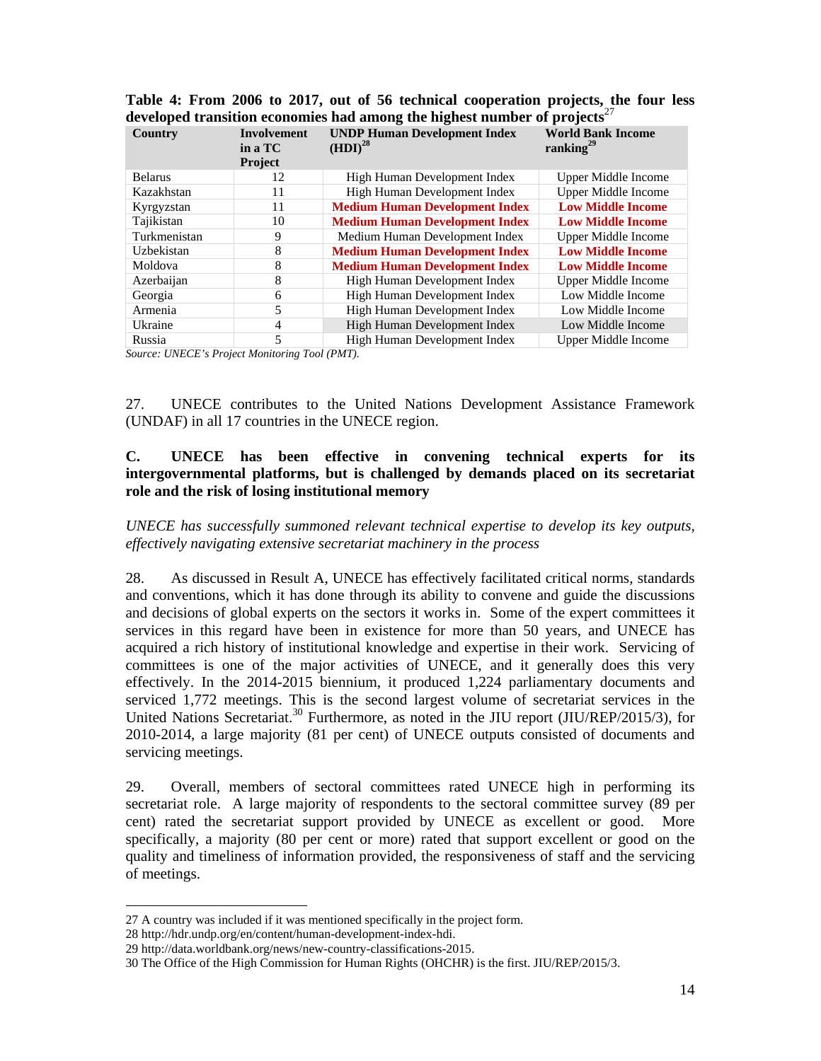**Table 4: From 2006 to 2017, out of 56 technical cooperation projects, the four less developed transition economies had among the highest number of projects**[27]

| Country | Involvement in a TC Project | UNDP Human Development Index (HDI)[28] | World Bank Income ranking[29] |
|---|---|---|---|
| Belarus | 12 | High Human Development Index | Upper Middle Income |
| Kazakhstan | 11 | High Human Development Index | Upper Middle Income |
| Kyrgyzstan | 11 | **Medium Human Development Index** | **Low Middle Income** |
| Tajikistan | 10 | **Medium Human Development Index** | **Low Middle Income** |
| Turkmenistan | 9 | Medium Human Development Index | Upper Middle Income |
| Uzbekistan | 8 | **Medium Human Development Index** | **Low Middle Income** |
| Moldova | 8 | **Medium Human Development Index** | **Low Middle Income** |
| Azerbaijan | 8 | High Human Development Index | Upper Middle Income |
| Georgia | 6 | High Human Development Index | Low Middle Income |
| Armenia | 5 | High Human Development Index | Low Middle Income |
| Ukraine | 4 | High Human Development Index | Low Middle Income |
| Russia | 5 | High Human Development Index | Upper Middle Income |

*Source: UNECE's Project Monitoring Tool (PMT).*

27. UNECE contributes to the United Nations Development Assistance Framework (UNDAF) in all 17 countries in the UNECE region.

### C. UNECE has been effective in convening technical experts for its intergovernmental platforms, but is challenged by demands placed on its secretariat role and the risk of losing institutional memory

*UNECE has successfully summoned relevant technical expertise to develop its key outputs, effectively navigating extensive secretariat machinery in the process*

28. As discussed in Result A, UNECE has effectively facilitated critical norms, standards and conventions, which it has done through its ability to convene and guide the discussions and decisions of global experts on the sectors it works in. Some of the expert committees it services in this regard have been in existence for more than 50 years, and UNECE has acquired a rich history of institutional knowledge and expertise in their work. Servicing of committees is one of the major activities of UNECE, and it generally does this very effectively. In the 2014-2015 biennium, it produced 1,224 parliamentary documents and serviced 1,772 meetings. This is the second largest volume of secretariat services in the United Nations Secretariat.[30] Furthermore, as noted in the JIU report (JIU/REP/2015/3), for 2010-2014, a large majority (81 per cent) of UNECE outputs consisted of documents and servicing meetings.

29. Overall, members of sectoral committees rated UNECE high in performing its secretariat role. A large majority of respondents to the sectoral committee survey (89 per cent) rated the secretariat support provided by UNECE as excellent or good. More specifically, a majority (80 per cent or more) rated that support excellent or good on the quality and timeliness of information provided, the responsiveness of staff and the servicing of meetings.

---

27 A country was included if it was mentioned specifically in the project form.

28 http://hdr.undp.org/en/content/human-development-index-hdi.

29 http://data.worldbank.org/news/new-country-classifications-2015.

30 The Office of the High Commission for Human Rights (OHCHR) is the first. JIU/REP/2015/3.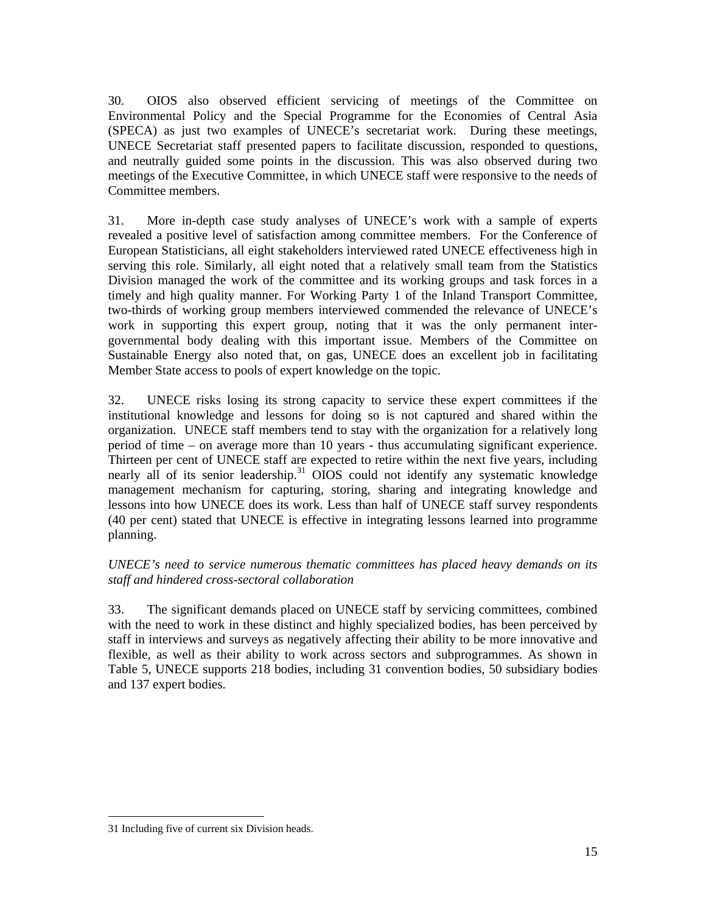30. OIOS also observed efficient servicing of meetings of the Committee on Environmental Policy and the Special Programme for the Economies of Central Asia (SPECA) as just two examples of UNECE's secretariat work. During these meetings, UNECE Secretariat staff presented papers to facilitate discussion, responded to questions, and neutrally guided some points in the discussion. This was also observed during two meetings of the Executive Committee, in which UNECE staff were responsive to the needs of Committee members.

31. More in-depth case study analyses of UNECE's work with a sample of experts revealed a positive level of satisfaction among committee members. For the Conference of European Statisticians, all eight stakeholders interviewed rated UNECE effectiveness high in serving this role. Similarly, all eight noted that a relatively small team from the Statistics Division managed the work of the committee and its working groups and task forces in a timely and high quality manner. For Working Party 1 of the Inland Transport Committee, two-thirds of working group members interviewed commended the relevance of UNECE's work in supporting this expert group, noting that it was the only permanent inter-governmental body dealing with this important issue. Members of the Committee on Sustainable Energy also noted that, on gas, UNECE does an excellent job in facilitating Member State access to pools of expert knowledge on the topic.

32. UNECE risks losing its strong capacity to service these expert committees if the institutional knowledge and lessons for doing so is not captured and shared within the organization. UNECE staff members tend to stay with the organization for a relatively long period of time – on average more than 10 years - thus accumulating significant experience. Thirteen per cent of UNECE staff are expected to retire within the next five years, including nearly all of its senior leadership.[31] OIOS could not identify any systematic knowledge management mechanism for capturing, storing, sharing and integrating knowledge and lessons into how UNECE does its work. Less than half of UNECE staff survey respondents (40 per cent) stated that UNECE is effective in integrating lessons learned into programme planning.

*UNECE's need to service numerous thematic committees has placed heavy demands on its staff and hindered cross-sectoral collaboration*

33. The significant demands placed on UNECE staff by servicing committees, combined with the need to work in these distinct and highly specialized bodies, has been perceived by staff in interviews and surveys as negatively affecting their ability to be more innovative and flexible, as well as their ability to work across sectors and subprogrammes. As shown in Table 5, UNECE supports 218 bodies, including 31 convention bodies, 50 subsidiary bodies and 137 expert bodies.

---

31 Including five of current six Division heads.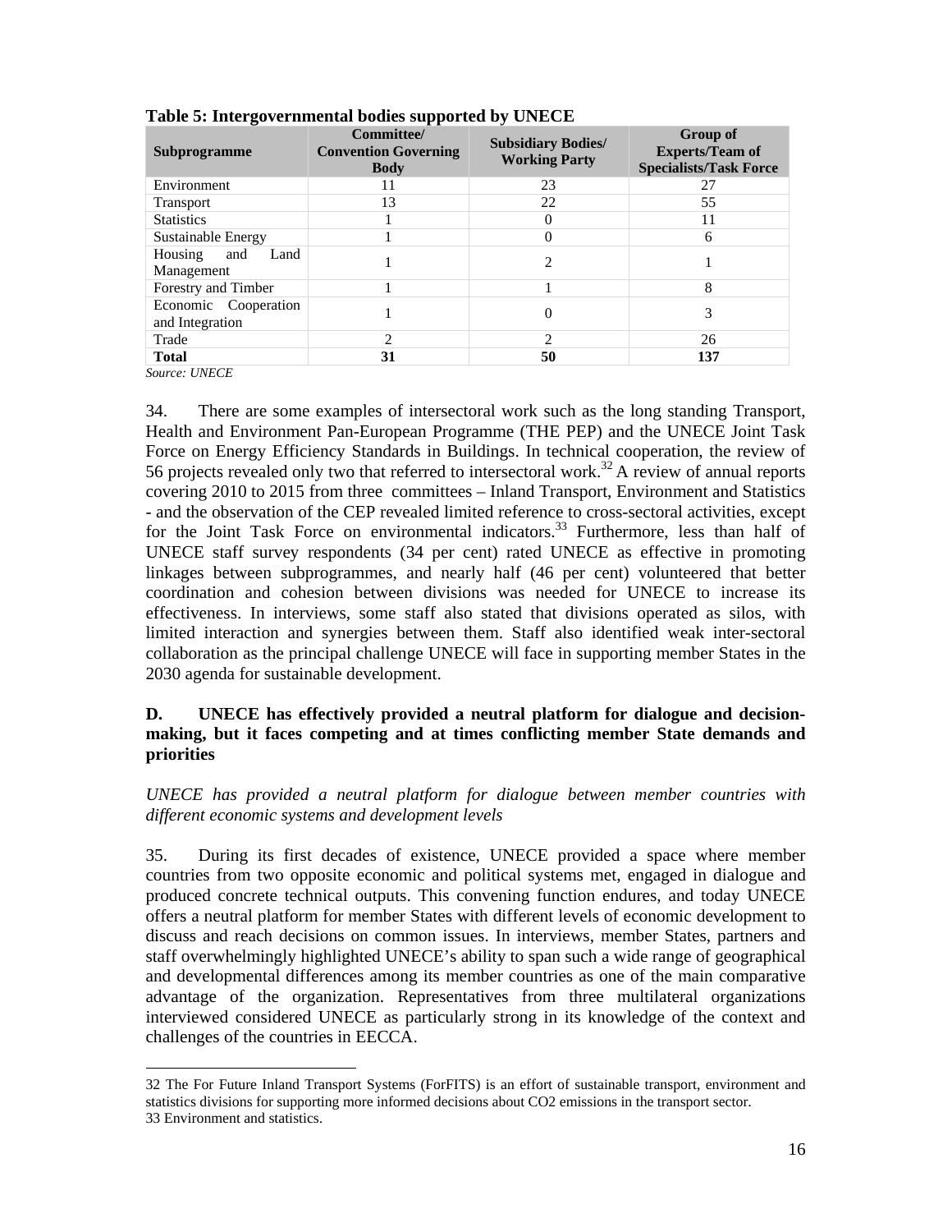**Table 5: Intergovernmental bodies supported by UNECE**

| Subprogramme | Committee/ Convention Governing Body | Subsidiary Bodies/ Working Party | Group of Experts/Team of Specialists/Task Force |
|---|---|---|---|
| Environment | 11 | 23 | 27 |
| Transport | 13 | 22 | 55 |
| Statistics | 1 | 0 | 11 |
| Sustainable Energy | 1 | 0 | 6 |
| Housing and Land Management | 1 | 2 | 1 |
| Forestry and Timber | 1 | 1 | 8 |
| Economic Cooperation and Integration | 1 | 0 | 3 |
| Trade | 2 | 2 | 26 |
| **Total** | **31** | **50** | **137** |

*Source: UNECE*

34. There are some examples of intersectoral work such as the long standing Transport, Health and Environment Pan-European Programme (THE PEP) and the UNECE Joint Task Force on Energy Efficiency Standards in Buildings. In technical cooperation, the review of 56 projects revealed only two that referred to intersectoral work.[32] A review of annual reports covering 2010 to 2015 from three committees – Inland Transport, Environment and Statistics - and the observation of the CEP revealed limited reference to cross-sectoral activities, except for the Joint Task Force on environmental indicators.[33] Furthermore, less than half of UNECE staff survey respondents (34 per cent) rated UNECE as effective in promoting linkages between subprogrammes, and nearly half (46 per cent) volunteered that better coordination and cohesion between divisions was needed for UNECE to increase its effectiveness. In interviews, some staff also stated that divisions operated as silos, with limited interaction and synergies between them. Staff also identified weak inter-sectoral collaboration as the principal challenge UNECE will face in supporting member States in the 2030 agenda for sustainable development.

### D. UNECE has effectively provided a neutral platform for dialogue and decision-making, but it faces competing and at times conflicting member State demands and priorities

*UNECE has provided a neutral platform for dialogue between member countries with different economic systems and development levels*

35. During its first decades of existence, UNECE provided a space where member countries from two opposite economic and political systems met, engaged in dialogue and produced concrete technical outputs. This convening function endures, and today UNECE offers a neutral platform for member States with different levels of economic development to discuss and reach decisions on common issues. In interviews, member States, partners and staff overwhelmingly highlighted UNECE's ability to span such a wide range of geographical and developmental differences among its member countries as one of the main comparative advantage of the organization. Representatives from three multilateral organizations interviewed considered UNECE as particularly strong in its knowledge of the context and challenges of the countries in EECCA.

---

32 The For Future Inland Transport Systems (ForFITS) is an effort of sustainable transport, environment and statistics divisions for supporting more informed decisions about $CO_2$ emissions in the transport sector.
33 Environment and statistics.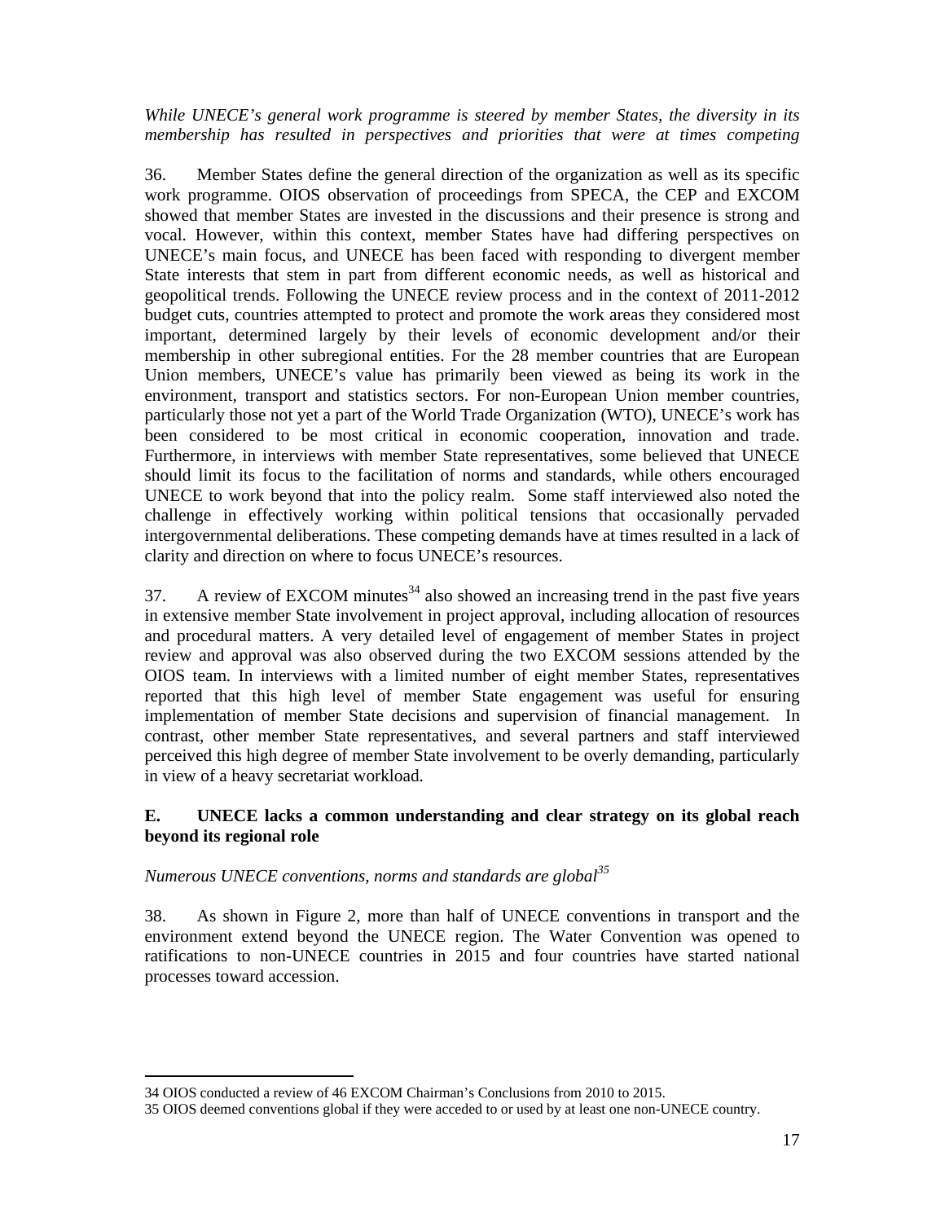*While UNECE's general work programme is steered by member States, the diversity in its membership has resulted in perspectives and priorities that were at times competing*

36. Member States define the general direction of the organization as well as its specific work programme. OIOS observation of proceedings from SPECA, the CEP and EXCOM showed that member States are invested in the discussions and their presence is strong and vocal. However, within this context, member States have had differing perspectives on UNECE's main focus, and UNECE has been faced with responding to divergent member State interests that stem in part from different economic needs, as well as historical and geopolitical trends. Following the UNECE review process and in the context of 2011-2012 budget cuts, countries attempted to protect and promote the work areas they considered most important, determined largely by their levels of economic development and/or their membership in other subregional entities. For the 28 member countries that are European Union members, UNECE's value has primarily been viewed as being its work in the environment, transport and statistics sectors. For non-European Union member countries, particularly those not yet a part of the World Trade Organization (WTO), UNECE's work has been considered to be most critical in economic cooperation, innovation and trade. Furthermore, in interviews with member State representatives, some believed that UNECE should limit its focus to the facilitation of norms and standards, while others encouraged UNECE to work beyond that into the policy realm. Some staff interviewed also noted the challenge in effectively working within political tensions that occasionally pervaded intergovernmental deliberations. These competing demands have at times resulted in a lack of clarity and direction on where to focus UNECE's resources.

37. A review of EXCOM minutes[34] also showed an increasing trend in the past five years in extensive member State involvement in project approval, including allocation of resources and procedural matters. A very detailed level of engagement of member States in project review and approval was also observed during the two EXCOM sessions attended by the OIOS team. In interviews with a limited number of eight member States, representatives reported that this high level of member State engagement was useful for ensuring implementation of member State decisions and supervision of financial management. In contrast, other member State representatives, and several partners and staff interviewed perceived this high degree of member State involvement to be overly demanding, particularly in view of a heavy secretariat workload.

## E. UNECE lacks a common understanding and clear strategy on its global reach beyond its regional role

*Numerous UNECE conventions, norms and standards are global*[35]

38. As shown in Figure 2, more than half of UNECE conventions in transport and the environment extend beyond the UNECE region. The Water Convention was opened to ratifications to non-UNECE countries in 2015 and four countries have started national processes toward accession.

---

34 OIOS conducted a review of 46 EXCOM Chairman's Conclusions from 2010 to 2015.

35 OIOS deemed conventions global if they were acceded to or used by at least one non-UNECE country.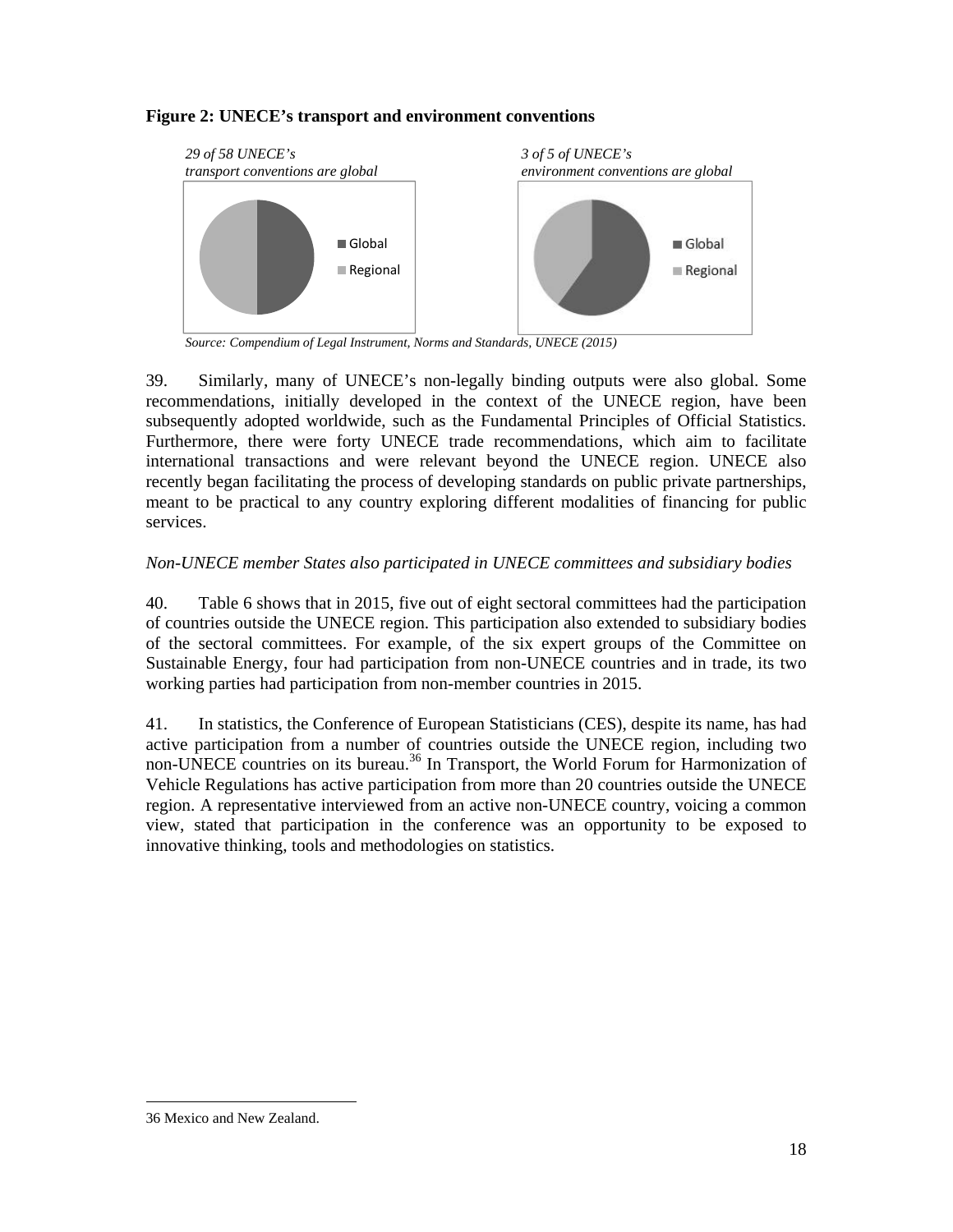**Figure 2: UNECE's transport and environment conventions**

*29 of 58 UNECE's transport conventions are global*

Global
Regional

*3 of 5 of UNECE's environment conventions are global*

Global
Regional

*Source: Compendium of Legal Instrument, Norms and Standards, UNECE (2015)*

39. Similarly, many of UNECE's non-legally binding outputs were also global. Some recommendations, initially developed in the context of the UNECE region, have been subsequently adopted worldwide, such as the Fundamental Principles of Official Statistics. Furthermore, there were forty UNECE trade recommendations, which aim to facilitate international transactions and were relevant beyond the UNECE region. UNECE also recently began facilitating the process of developing standards on public private partnerships, meant to be practical to any country exploring different modalities of financing for public services.

*Non-UNECE member States also participated in UNECE committees and subsidiary bodies*

40. Table 6 shows that in 2015, five out of eight sectoral committees had the participation of countries outside the UNECE region. This participation also extended to subsidiary bodies of the sectoral committees. For example, of the six expert groups of the Committee on Sustainable Energy, four had participation from non-UNECE countries and in trade, its two working parties had participation from non-member countries in 2015.

41. In statistics, the Conference of European Statisticians (CES), despite its name, has had active participation from a number of countries outside the UNECE region, including two non-UNECE countries on its bureau.[36] In Transport, the World Forum for Harmonization of Vehicle Regulations has active participation from more than 20 countries outside the UNECE region. A representative interviewed from an active non-UNECE country, voicing a common view, stated that participation in the conference was an opportunity to be exposed to innovative thinking, tools and methodologies on statistics.

36 Mexico and New Zealand.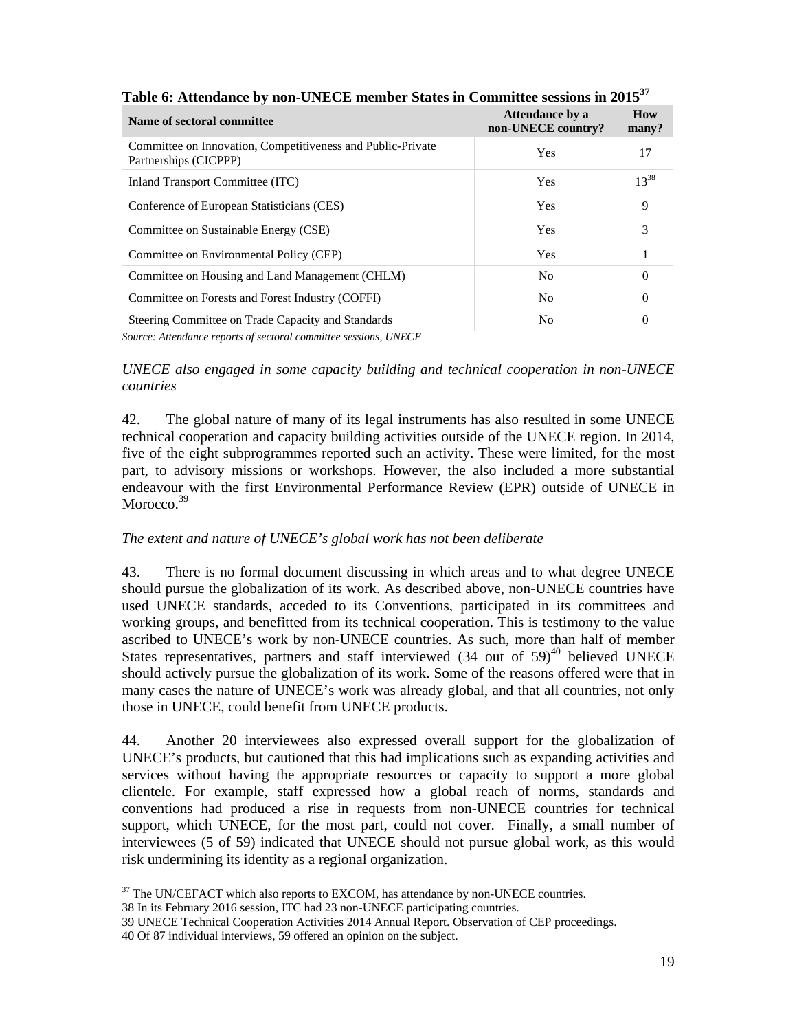**Table 6: Attendance by non-UNECE member States in Committee sessions in 2015**[37]

| Name of sectoral committee | Attendance by a non-UNECE country? | How many? |
|---|---|---|
| Committee on Innovation, Competitiveness and Public-Private Partnerships (CICPPP) | Yes | 17 |
| Inland Transport Committee (ITC) | Yes | 13[38] |
| Conference of European Statisticians (CES) | Yes | 9 |
| Committee on Sustainable Energy (CSE) | Yes | 3 |
| Committee on Environmental Policy (CEP) | Yes | 1 |
| Committee on Housing and Land Management (CHLM) | No | 0 |
| Committee on Forests and Forest Industry (COFFI) | No | 0 |
| Steering Committee on Trade Capacity and Standards | No | 0 |

*Source: Attendance reports of sectoral committee sessions, UNECE*

*UNECE also engaged in some capacity building and technical cooperation in non-UNECE countries*

42. The global nature of many of its legal instruments has also resulted in some UNECE technical cooperation and capacity building activities outside of the UNECE region. In 2014, five of the eight subprogrammes reported such an activity. These were limited, for the most part, to advisory missions or workshops. However, the also included a more substantial endeavour with the first Environmental Performance Review (EPR) outside of UNECE in Morocco.[39]

*The extent and nature of UNECE's global work has not been deliberate*

43. There is no formal document discussing in which areas and to what degree UNECE should pursue the globalization of its work. As described above, non-UNECE countries have used UNECE standards, acceded to its Conventions, participated in its committees and working groups, and benefitted from its technical cooperation. This is testimony to the value ascribed to UNECE's work by non-UNECE countries. As such, more than half of member States representatives, partners and staff interviewed (34 out of 59)[40] believed UNECE should actively pursue the globalization of its work. Some of the reasons offered were that in many cases the nature of UNECE's work was already global, and that all countries, not only those in UNECE, could benefit from UNECE products.

44. Another 20 interviewees also expressed overall support for the globalization of UNECE's products, but cautioned that this had implications such as expanding activities and services without having the appropriate resources or capacity to support a more global clientele. For example, staff expressed how a global reach of norms, standards and conventions had produced a rise in requests from non-UNECE countries for technical support, which UNECE, for the most part, could not cover. Finally, a small number of interviewees (5 of 59) indicated that UNECE should not pursue global work, as this would risk undermining its identity as a regional organization.

---

[37] The UN/CEFACT which also reports to EXCOM, has attendance by non-UNECE countries.

38 In its February 2016 session, ITC had 23 non-UNECE participating countries.

39 UNECE Technical Cooperation Activities 2014 Annual Report. Observation of CEP proceedings.

40 Of 87 individual interviews, 59 offered an opinion on the subject.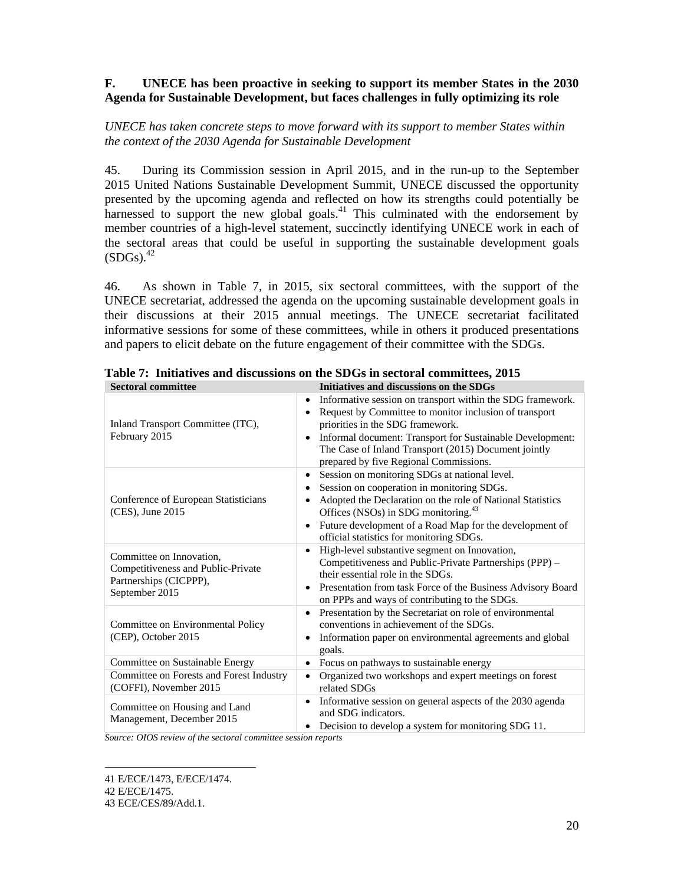### F. UNECE has been proactive in seeking to support its member States in the 2030 Agenda for Sustainable Development, but faces challenges in fully optimizing its role

*UNECE has taken concrete steps to move forward with its support to member States within the context of the 2030 Agenda for Sustainable Development*

45. During its Commission session in April 2015, and in the run-up to the September 2015 United Nations Sustainable Development Summit, UNECE discussed the opportunity presented by the upcoming agenda and reflected on how its strengths could potentially be harnessed to support the new global goals.[41] This culminated with the endorsement by member countries of a high-level statement, succinctly identifying UNECE work in each of the sectoral areas that could be useful in supporting the sustainable development goals (SDGs).[42]

46. As shown in Table 7, in 2015, six sectoral committees, with the support of the UNECE secretariat, addressed the agenda on the upcoming sustainable development goals in their discussions at their 2015 annual meetings. The UNECE secretariat facilitated informative sessions for some of these committees, while in others it produced presentations and papers to elicit debate on the future engagement of their committee with the SDGs.

**Table 7: Initiatives and discussions on the SDGs in sectoral committees, 2015**

| Sectoral committee | Initiatives and discussions on the SDGs |
|---|---|
| Inland Transport Committee (ITC), February 2015 | • Informative session on transport within the SDG framework.<br>• Request by Committee to monitor inclusion of transport priorities in the SDG framework.<br>• Informal document: Transport for Sustainable Development: The Case of Inland Transport (2015) Document jointly prepared by five Regional Commissions. |
| Conference of European Statisticians (CES), June 2015 | • Session on monitoring SDGs at national level.<br>• Session on cooperation in monitoring SDGs.<br>• Adopted the Declaration on the role of National Statistics Offices (NSOs) in SDG monitoring.[43]<br>• Future development of a Road Map for the development of official statistics for monitoring SDGs. |
| Committee on Innovation, Competitiveness and Public-Private Partnerships (CICPPP), September 2015 | • High-level substantive segment on Innovation, Competitiveness and Public-Private Partnerships (PPP) – their essential role in the SDGs.<br>• Presentation from task Force of the Business Advisory Board on PPPs and ways of contributing to the SDGs. |
| Committee on Environmental Policy (CEP), October 2015 | • Presentation by the Secretariat on role of environmental conventions in achievement of the SDGs.<br>• Information paper on environmental agreements and global goals. |
| Committee on Sustainable Energy | • Focus on pathways to sustainable energy |
| Committee on Forests and Forest Industry (COFFI), November 2015 | • Organized two workshops and expert meetings on forest related SDGs |
| Committee on Housing and Land Management, December 2015 | • Informative session on general aspects of the 2030 agenda and SDG indicators.<br>• Decision to develop a system for monitoring SDG 11. |

*Source: OIOS review of the sectoral committee session reports*

41 E/ECE/1473, E/ECE/1474.

42 E/ECE/1475.

43 ECE/CES/89/Add.1.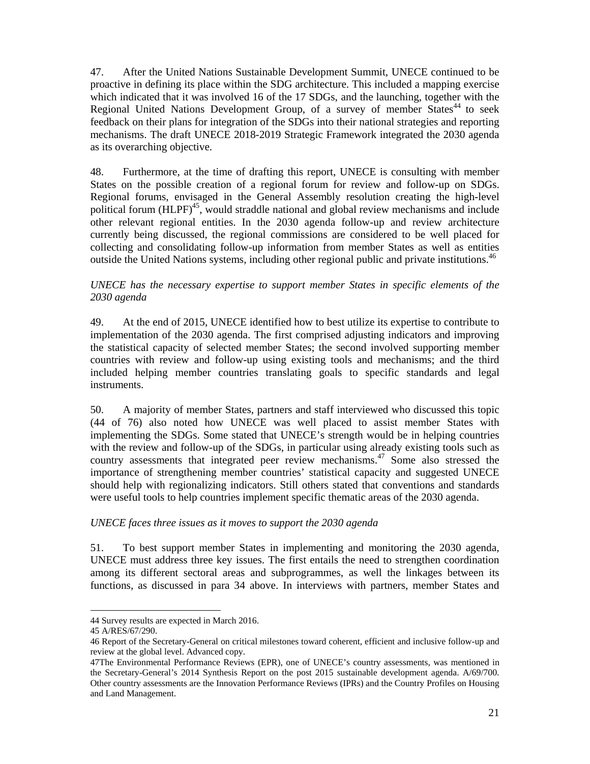47. After the United Nations Sustainable Development Summit, UNECE continued to be proactive in defining its place within the SDG architecture. This included a mapping exercise which indicated that it was involved 16 of the 17 SDGs, and the launching, together with the Regional United Nations Development Group, of a survey of member States[44] to seek feedback on their plans for integration of the SDGs into their national strategies and reporting mechanisms. The draft UNECE 2018-2019 Strategic Framework integrated the 2030 agenda as its overarching objective.

48. Furthermore, at the time of drafting this report, UNECE is consulting with member States on the possible creation of a regional forum for review and follow-up on SDGs. Regional forums, envisaged in the General Assembly resolution creating the high-level political forum (HLPF)[45], would straddle national and global review mechanisms and include other relevant regional entities. In the 2030 agenda follow-up and review architecture currently being discussed, the regional commissions are considered to be well placed for collecting and consolidating follow-up information from member States as well as entities outside the United Nations systems, including other regional public and private institutions.[46]

*UNECE has the necessary expertise to support member States in specific elements of the 2030 agenda*

49. At the end of 2015, UNECE identified how to best utilize its expertise to contribute to implementation of the 2030 agenda. The first comprised adjusting indicators and improving the statistical capacity of selected member States; the second involved supporting member countries with review and follow-up using existing tools and mechanisms; and the third included helping member countries translating goals to specific standards and legal instruments.

50. A majority of member States, partners and staff interviewed who discussed this topic (44 of 76) also noted how UNECE was well placed to assist member States with implementing the SDGs. Some stated that UNECE's strength would be in helping countries with the review and follow-up of the SDGs, in particular using already existing tools such as country assessments that integrated peer review mechanisms.[47] Some also stressed the importance of strengthening member countries' statistical capacity and suggested UNECE should help with regionalizing indicators. Still others stated that conventions and standards were useful tools to help countries implement specific thematic areas of the 2030 agenda.

*UNECE faces three issues as it moves to support the 2030 agenda*

51. To best support member States in implementing and monitoring the 2030 agenda, UNECE must address three key issues. The first entails the need to strengthen coordination among its different sectoral areas and subprogrammes, as well the linkages between its functions, as discussed in para 34 above. In interviews with partners, member States and

---

44 Survey results are expected in March 2016.

45 A/RES/67/290.

46 Report of the Secretary-General on critical milestones toward coherent, efficient and inclusive follow-up and review at the global level. Advanced copy.

47The Environmental Performance Reviews (EPR), one of UNECE's country assessments, was mentioned in the Secretary-General's 2014 Synthesis Report on the post 2015 sustainable development agenda. A/69/700. Other country assessments are the Innovation Performance Reviews (IPRs) and the Country Profiles on Housing and Land Management.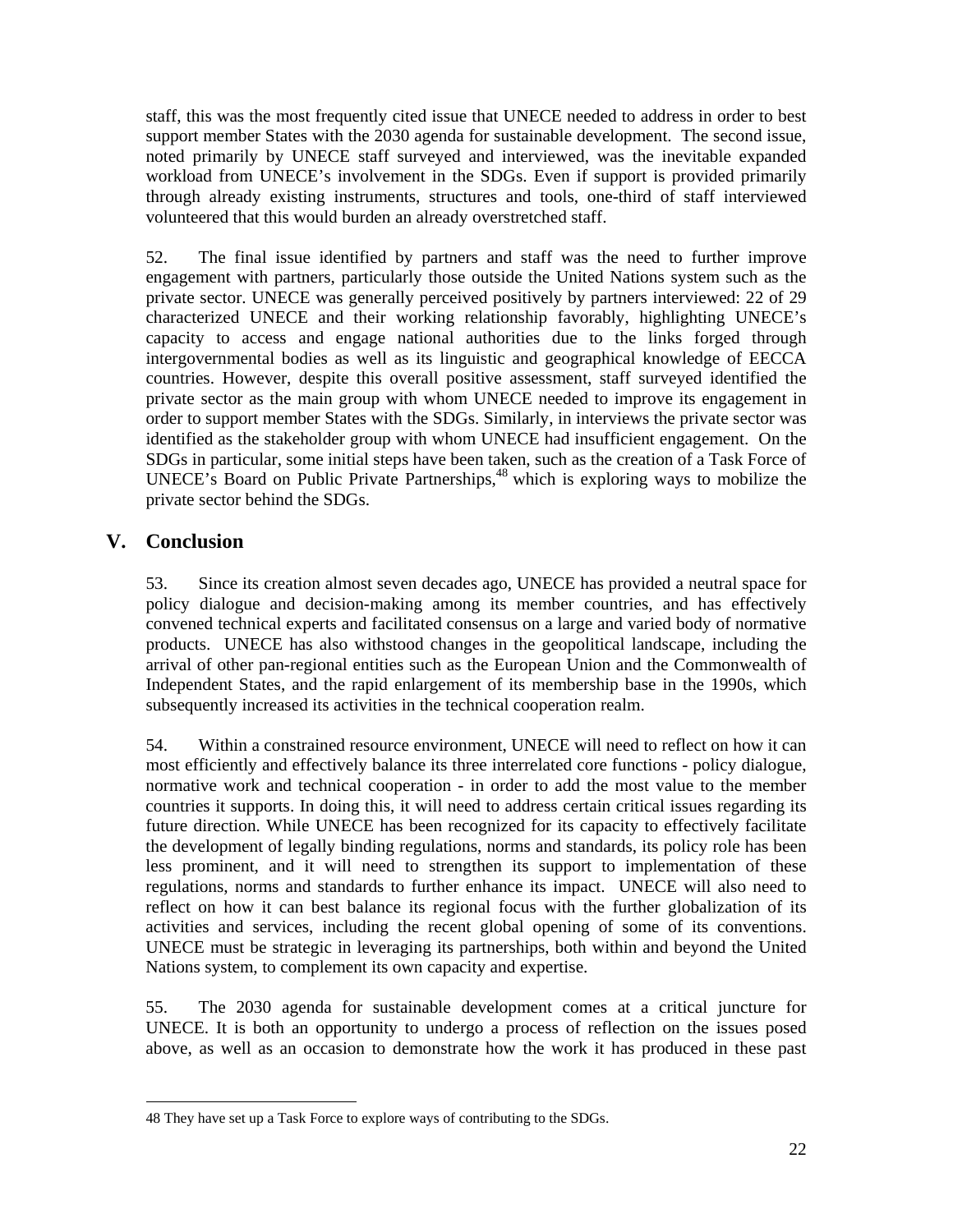staff, this was the most frequently cited issue that UNECE needed to address in order to best support member States with the 2030 agenda for sustainable development. The second issue, noted primarily by UNECE staff surveyed and interviewed, was the inevitable expanded workload from UNECE's involvement in the SDGs. Even if support is provided primarily through already existing instruments, structures and tools, one-third of staff interviewed volunteered that this would burden an already overstretched staff.

52. The final issue identified by partners and staff was the need to further improve engagement with partners, particularly those outside the United Nations system such as the private sector. UNECE was generally perceived positively by partners interviewed: 22 of 29 characterized UNECE and their working relationship favorably, highlighting UNECE's capacity to access and engage national authorities due to the links forged through intergovernmental bodies as well as its linguistic and geographical knowledge of EECCA countries. However, despite this overall positive assessment, staff surveyed identified the private sector as the main group with whom UNECE needed to improve its engagement in order to support member States with the SDGs. Similarly, in interviews the private sector was identified as the stakeholder group with whom UNECE had insufficient engagement. On the SDGs in particular, some initial steps have been taken, such as the creation of a Task Force of UNECE's Board on Public Private Partnerships,[48] which is exploring ways to mobilize the private sector behind the SDGs.

## V. Conclusion

53. Since its creation almost seven decades ago, UNECE has provided a neutral space for policy dialogue and decision-making among its member countries, and has effectively convened technical experts and facilitated consensus on a large and varied body of normative products. UNECE has also withstood changes in the geopolitical landscape, including the arrival of other pan-regional entities such as the European Union and the Commonwealth of Independent States, and the rapid enlargement of its membership base in the 1990s, which subsequently increased its activities in the technical cooperation realm.

54. Within a constrained resource environment, UNECE will need to reflect on how it can most efficiently and effectively balance its three interrelated core functions - policy dialogue, normative work and technical cooperation - in order to add the most value to the member countries it supports. In doing this, it will need to address certain critical issues regarding its future direction. While UNECE has been recognized for its capacity to effectively facilitate the development of legally binding regulations, norms and standards, its policy role has been less prominent, and it will need to strengthen its support to implementation of these regulations, norms and standards to further enhance its impact. UNECE will also need to reflect on how it can best balance its regional focus with the further globalization of its activities and services, including the recent global opening of some of its conventions. UNECE must be strategic in leveraging its partnerships, both within and beyond the United Nations system, to complement its own capacity and expertise.

55. The 2030 agenda for sustainable development comes at a critical juncture for UNECE. It is both an opportunity to undergo a process of reflection on the issues posed above, as well as an occasion to demonstrate how the work it has produced in these past

---

48 They have set up a Task Force to explore ways of contributing to the SDGs.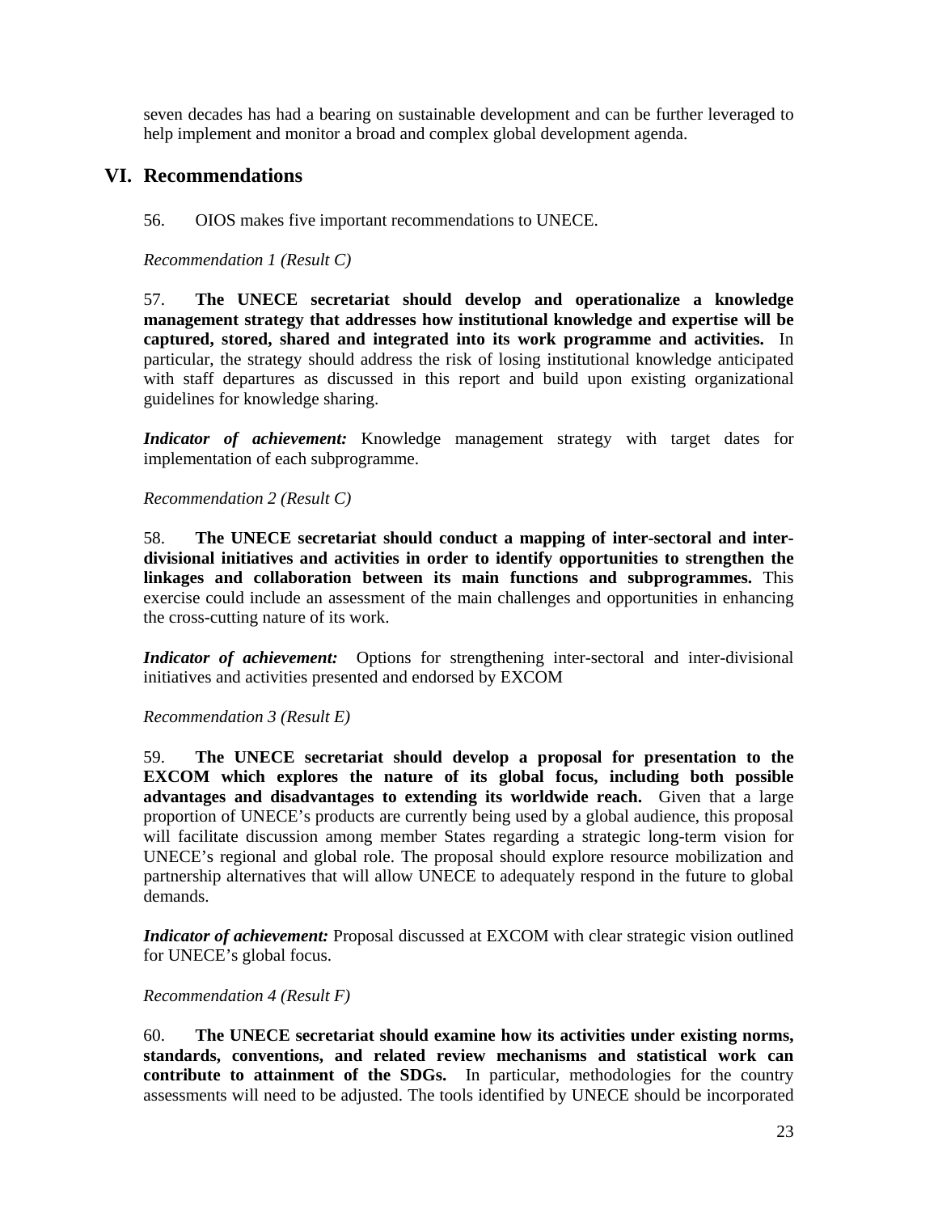seven decades has had a bearing on sustainable development and can be further leveraged to help implement and monitor a broad and complex global development agenda.

## VI. Recommendations

56. OIOS makes five important recommendations to UNECE.

*Recommendation 1 (Result C)*

57. **The UNECE secretariat should develop and operationalize a knowledge management strategy that addresses how institutional knowledge and expertise will be captured, stored, shared and integrated into its work programme and activities.** In particular, the strategy should address the risk of losing institutional knowledge anticipated with staff departures as discussed in this report and build upon existing organizational guidelines for knowledge sharing.

***Indicator of achievement:*** Knowledge management strategy with target dates for implementation of each subprogramme.

*Recommendation 2 (Result C)*

58. **The UNECE secretariat should conduct a mapping of inter-sectoral and inter-divisional initiatives and activities in order to identify opportunities to strengthen the linkages and collaboration between its main functions and subprogrammes.** This exercise could include an assessment of the main challenges and opportunities in enhancing the cross-cutting nature of its work.

***Indicator of achievement:*** Options for strengthening inter-sectoral and inter-divisional initiatives and activities presented and endorsed by EXCOM

*Recommendation 3 (Result E)*

59. **The UNECE secretariat should develop a proposal for presentation to the EXCOM which explores the nature of its global focus, including both possible advantages and disadvantages to extending its worldwide reach.** Given that a large proportion of UNECE's products are currently being used by a global audience, this proposal will facilitate discussion among member States regarding a strategic long-term vision for UNECE's regional and global role. The proposal should explore resource mobilization and partnership alternatives that will allow UNECE to adequately respond in the future to global demands.

***Indicator of achievement:*** Proposal discussed at EXCOM with clear strategic vision outlined for UNECE's global focus.

*Recommendation 4 (Result F)*

60. **The UNECE secretariat should examine how its activities under existing norms, standards, conventions, and related review mechanisms and statistical work can contribute to attainment of the SDGs.** In particular, methodologies for the country assessments will need to be adjusted. The tools identified by UNECE should be incorporated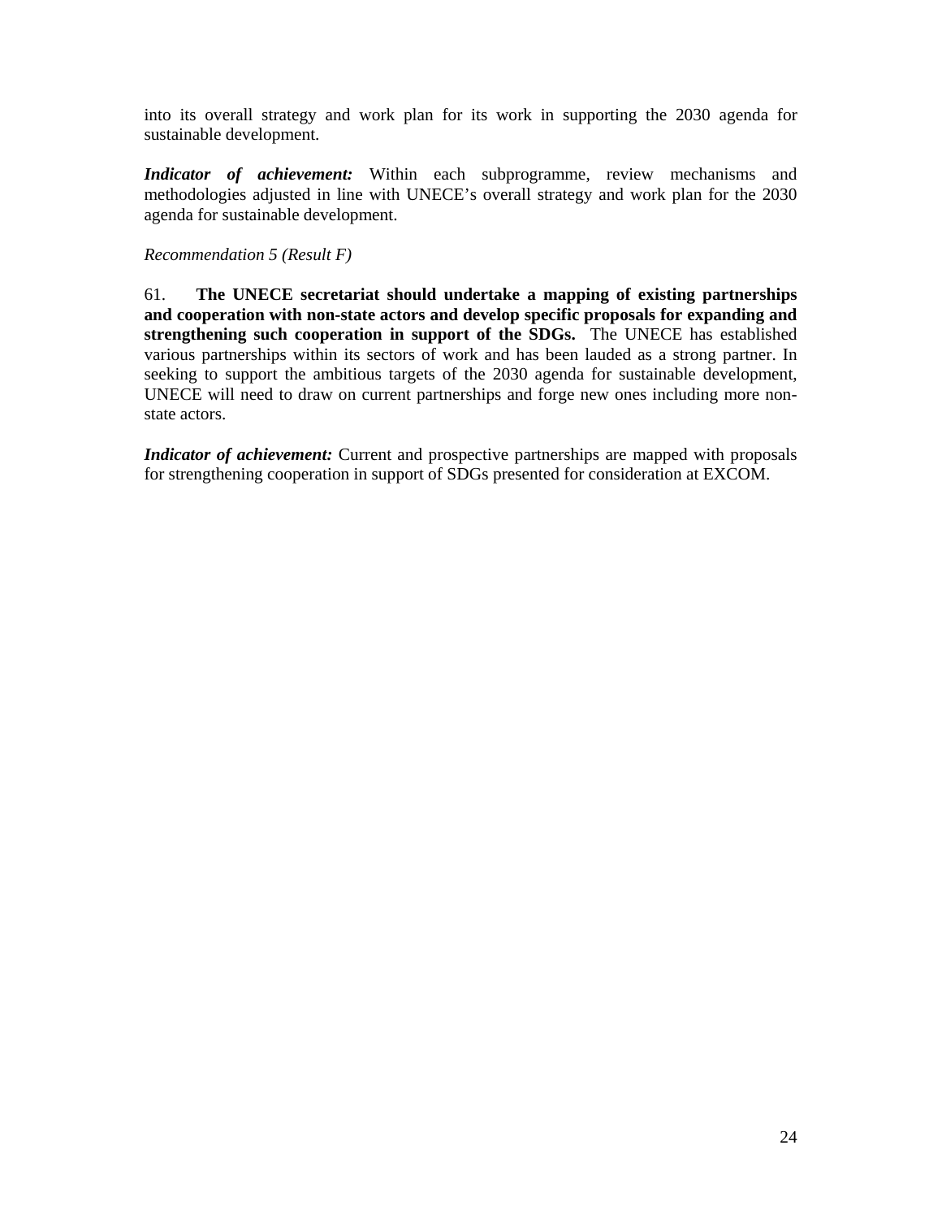into its overall strategy and work plan for its work in supporting the 2030 agenda for sustainable development.

***Indicator of achievement:*** Within each subprogramme, review mechanisms and methodologies adjusted in line with UNECE's overall strategy and work plan for the 2030 agenda for sustainable development.

*Recommendation 5 (Result F)*

61. **The UNECE secretariat should undertake a mapping of existing partnerships and cooperation with non-state actors and develop specific proposals for expanding and strengthening such cooperation in support of the SDGs.** The UNECE has established various partnerships within its sectors of work and has been lauded as a strong partner. In seeking to support the ambitious targets of the 2030 agenda for sustainable development, UNECE will need to draw on current partnerships and forge new ones including more non-state actors.

***Indicator of achievement:*** Current and prospective partnerships are mapped with proposals for strengthening cooperation in support of SDGs presented for consideration at EXCOM.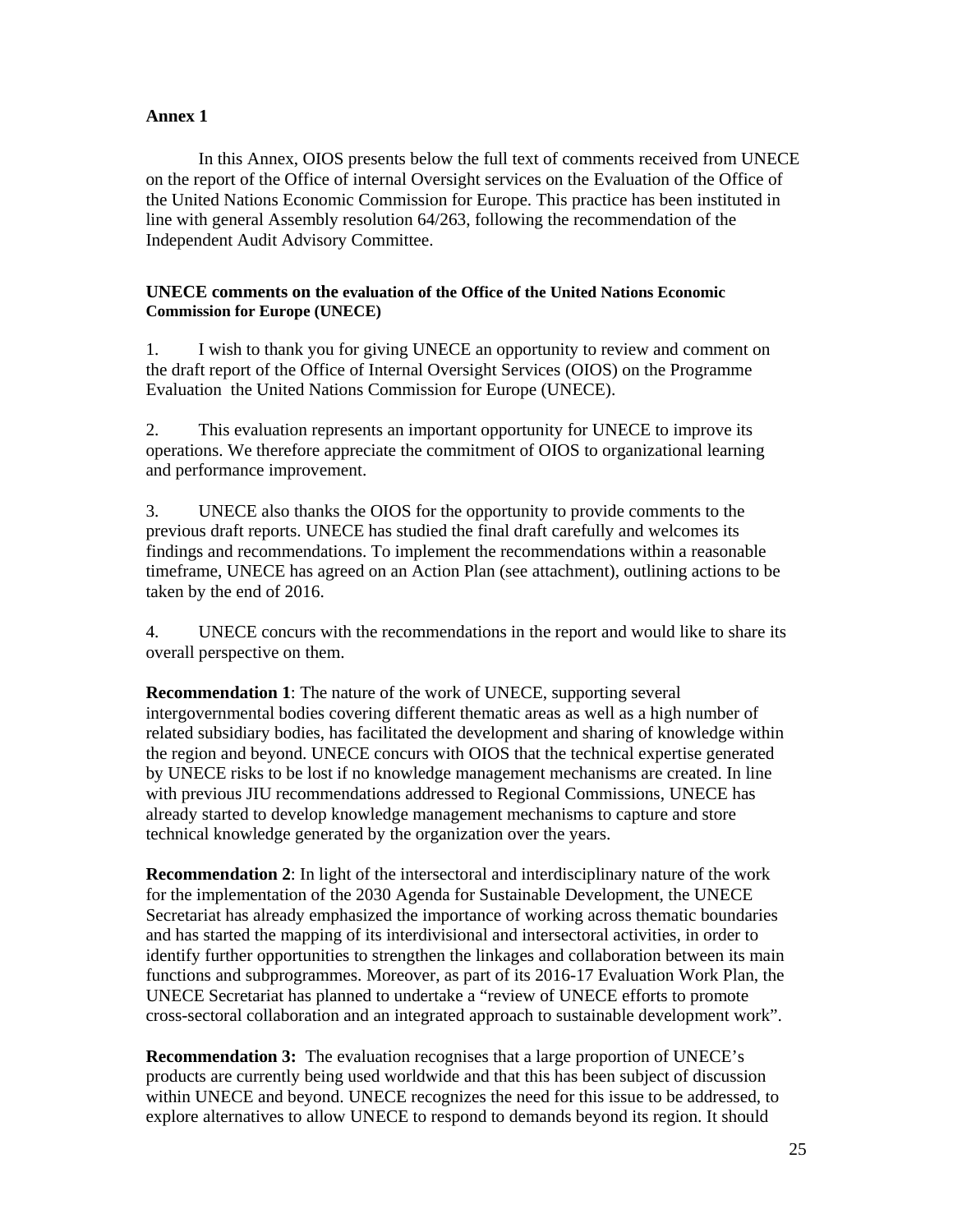**Annex 1**

In this Annex, OIOS presents below the full text of comments received from UNECE on the report of the Office of internal Oversight services on the Evaluation of the Office of the United Nations Economic Commission for Europe. This practice has been instituted in line with general Assembly resolution 64/263, following the recommendation of the Independent Audit Advisory Committee.

**UNECE comments on the evaluation of the Office of the United Nations Economic Commission for Europe (UNECE)**

1. I wish to thank you for giving UNECE an opportunity to review and comment on the draft report of the Office of Internal Oversight Services (OIOS) on the Programme Evaluation the United Nations Commission for Europe (UNECE).

2. This evaluation represents an important opportunity for UNECE to improve its operations. We therefore appreciate the commitment of OIOS to organizational learning and performance improvement.

3. UNECE also thanks the OIOS for the opportunity to provide comments to the previous draft reports. UNECE has studied the final draft carefully and welcomes its findings and recommendations. To implement the recommendations within a reasonable timeframe, UNECE has agreed on an Action Plan (see attachment), outlining actions to be taken by the end of 2016.

4. UNECE concurs with the recommendations in the report and would like to share its overall perspective on them.

**Recommendation 1**: The nature of the work of UNECE, supporting several intergovernmental bodies covering different thematic areas as well as a high number of related subsidiary bodies, has facilitated the development and sharing of knowledge within the region and beyond. UNECE concurs with OIOS that the technical expertise generated by UNECE risks to be lost if no knowledge management mechanisms are created. In line with previous JIU recommendations addressed to Regional Commissions, UNECE has already started to develop knowledge management mechanisms to capture and store technical knowledge generated by the organization over the years.

**Recommendation 2**: In light of the intersectoral and interdisciplinary nature of the work for the implementation of the 2030 Agenda for Sustainable Development, the UNECE Secretariat has already emphasized the importance of working across thematic boundaries and has started the mapping of its interdivisional and intersectoral activities, in order to identify further opportunities to strengthen the linkages and collaboration between its main functions and subprogrammes. Moreover, as part of its 2016-17 Evaluation Work Plan, the UNECE Secretariat has planned to undertake a "review of UNECE efforts to promote cross-sectoral collaboration and an integrated approach to sustainable development work".

**Recommendation 3:** The evaluation recognises that a large proportion of UNECE's products are currently being used worldwide and that this has been subject of discussion within UNECE and beyond. UNECE recognizes the need for this issue to be addressed, to explore alternatives to allow UNECE to respond to demands beyond its region. It should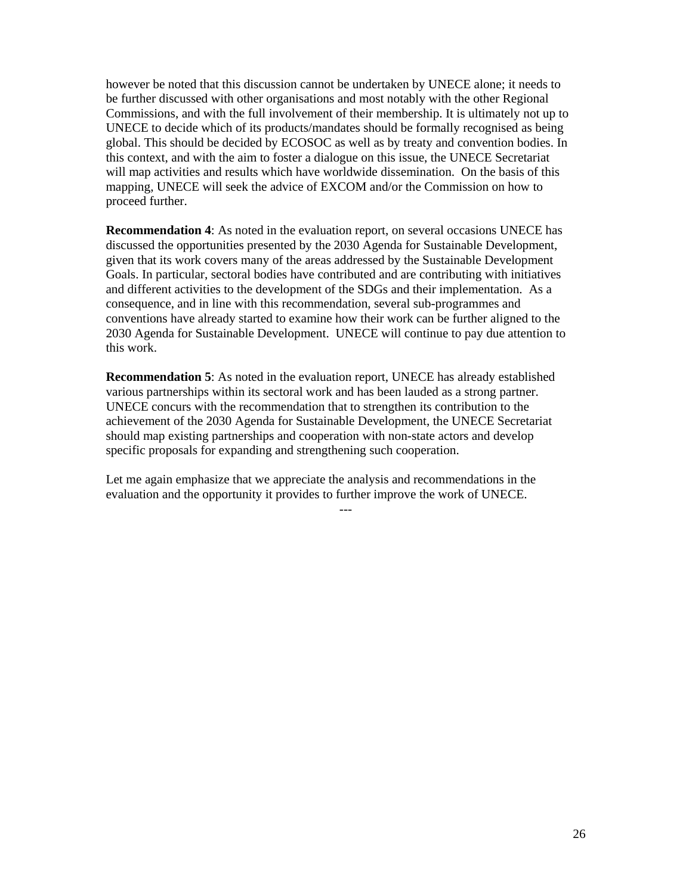however be noted that this discussion cannot be undertaken by UNECE alone; it needs to be further discussed with other organisations and most notably with the other Regional Commissions, and with the full involvement of their membership. It is ultimately not up to UNECE to decide which of its products/mandates should be formally recognised as being global. This should be decided by ECOSOC as well as by treaty and convention bodies. In this context, and with the aim to foster a dialogue on this issue, the UNECE Secretariat will map activities and results which have worldwide dissemination. On the basis of this mapping, UNECE will seek the advice of EXCOM and/or the Commission on how to proceed further.

**Recommendation 4**: As noted in the evaluation report, on several occasions UNECE has discussed the opportunities presented by the 2030 Agenda for Sustainable Development, given that its work covers many of the areas addressed by the Sustainable Development Goals. In particular, sectoral bodies have contributed and are contributing with initiatives and different activities to the development of the SDGs and their implementation. As a consequence, and in line with this recommendation, several sub-programmes and conventions have already started to examine how their work can be further aligned to the 2030 Agenda for Sustainable Development. UNECE will continue to pay due attention to this work.

**Recommendation 5**: As noted in the evaluation report, UNECE has already established various partnerships within its sectoral work and has been lauded as a strong partner. UNECE concurs with the recommendation that to strengthen its contribution to the achievement of the 2030 Agenda for Sustainable Development, the UNECE Secretariat should map existing partnerships and cooperation with non-state actors and develop specific proposals for expanding and strengthening such cooperation.

Let me again emphasize that we appreciate the analysis and recommendations in the evaluation and the opportunity it provides to further improve the work of UNECE.

---